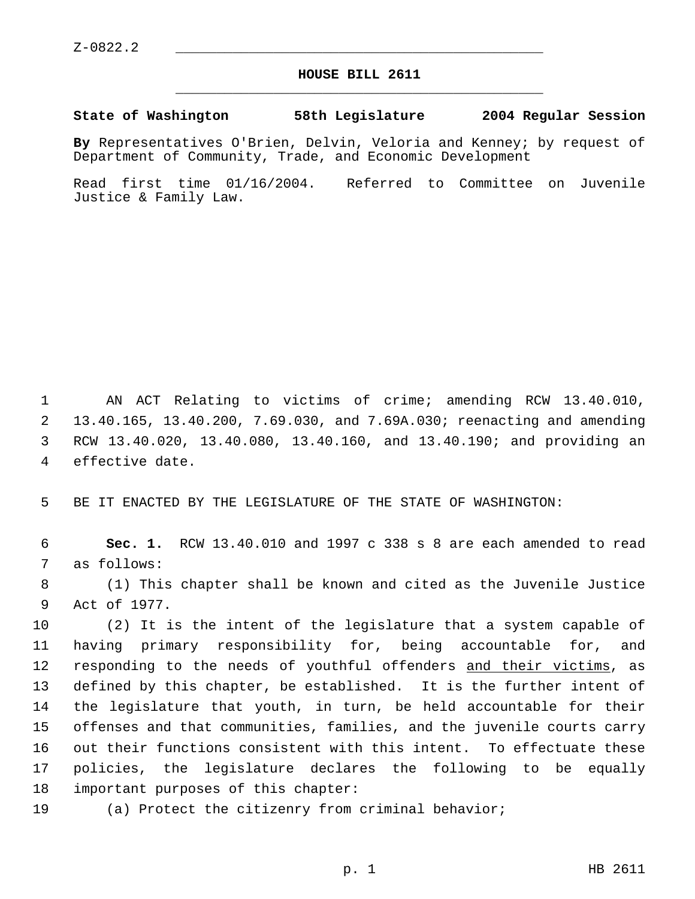Z-0822.2

# HOUSE BILL 2611

**State of Washington 58th Legislature 2004 Regular Session**

**By** Representatives O'Brien, Delvin, Veloria and Kenney; by request of Department of Community, Trade, and Economic Development

Read first time 01/16/2004. Referred to Committee on Juvenile Justice & Family Law.

AN ACT Relating to victims of crime; amending RCW 13.40.010, 13.40.165, 13.40.200, 7.69.030, and 7.69A.030; reenacting and amending RCW 13.40.020, 13.40.080, 13.40.160, and 13.40.190; and providing an effective date.

BE IT ENACTED BY THE LEGISLATURE OF THE STATE OF WASHINGTON:

**Sec. 1.** RCW 13.40.010 and 1997 c 338 s 8 are each amended to read as follows:

(1) This chapter shall be known and cited as the Juvenile Justice Act of 1977.

(2) It is the intent of the legislature that a system capable of having primary responsibility for, being accountable for, and responding to the needs of youthful offenders <u>and their victims</u>, as defined by this chapter, be established. It is the further intent of the legislature that youth, in turn, be held accountable for their offenses and that communities, families, and the juvenile courts carry out their functions consistent with this intent. To effectuate these policies, the legislature declares the following to be equally important purposes of this chapter:

(a) Protect the citizenry from criminal behavior;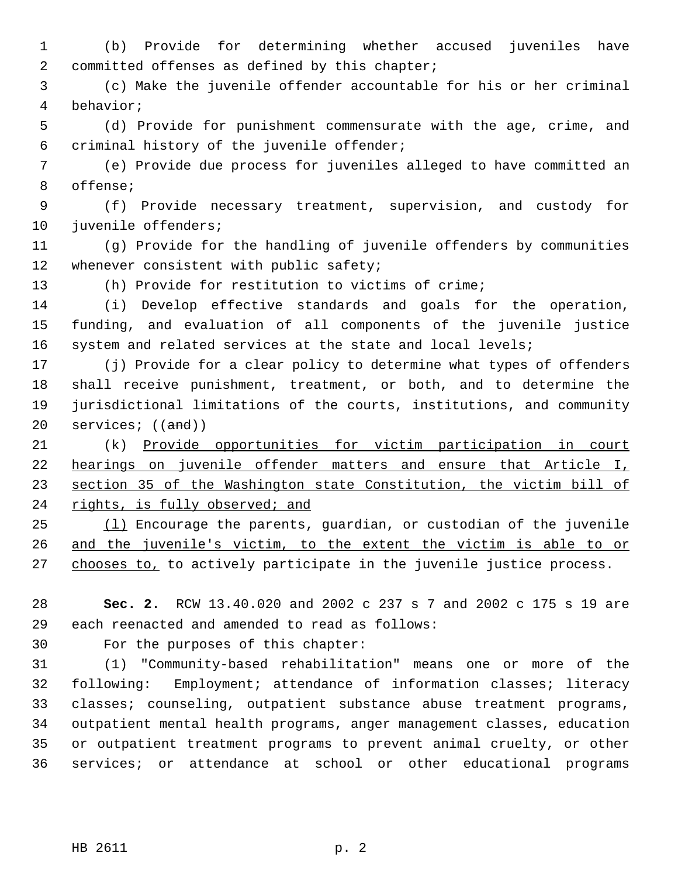(b) Provide for determining whether accused juveniles have committed offenses as defined by this chapter;

(c) Make the juvenile offender accountable for his or her criminal behavior;

(d) Provide for punishment commensurate with the age, crime, and criminal history of the juvenile offender;

(e) Provide due process for juveniles alleged to have committed an offense;

(f) Provide necessary treatment, supervision, and custody for juvenile offenders;

(g) Provide for the handling of juvenile offenders by communities whenever consistent with public safety;

(h) Provide for restitution to victims of crime;

(i) Develop effective standards and goals for the operation, funding, and evaluation of all components of the juvenile justice system and related services at the state and local levels;

(j) Provide for a clear policy to determine what types of offenders shall receive punishment, treatment, or both, and to determine the jurisdictional limitations of the courts, institutions, and community services; ((~~and~~))

(k) Provide opportunities for victim participation in court hearings on juvenile offender matters and ensure that Article I, section 35 of the Washington state Constitution, the victim bill of rights, is fully observed; and

(l) Encourage the parents, guardian, or custodian of the juvenile and the juvenile's victim, to the extent the victim is able to or chooses to, to actively participate in the juvenile justice process.

**Sec. 2.** RCW 13.40.020 and 2002 c 237 s 7 and 2002 c 175 s 19 are each reenacted and amended to read as follows:

For the purposes of this chapter:

(1) "Community-based rehabilitation" means one or more of the following: Employment; attendance of information classes; literacy classes; counseling, outpatient substance abuse treatment programs, outpatient mental health programs, anger management classes, education or outpatient treatment programs to prevent animal cruelty, or other services; or attendance at school or other educational programs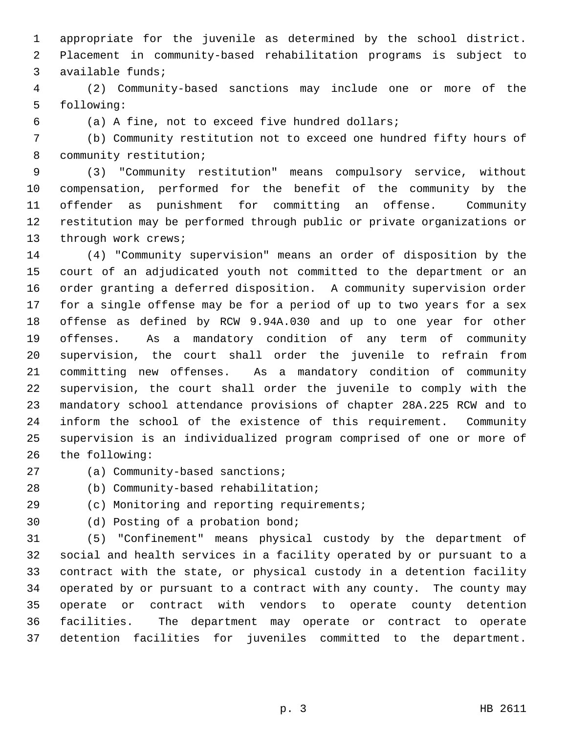appropriate for the juvenile as determined by the school district. Placement in community-based rehabilitation programs is subject to available funds;

(2) Community-based sanctions may include one or more of the following:

(a) A fine, not to exceed five hundred dollars;

(b) Community restitution not to exceed one hundred fifty hours of community restitution;

(3) "Community restitution" means compulsory service, without compensation, performed for the benefit of the community by the offender as punishment for committing an offense. Community restitution may be performed through public or private organizations or through work crews;

(4) "Community supervision" means an order of disposition by the court of an adjudicated youth not committed to the department or an order granting a deferred disposition. A community supervision order for a single offense may be for a period of up to two years for a sex offense as defined by RCW 9.94A.030 and up to one year for other offenses. As a mandatory condition of any term of community supervision, the court shall order the juvenile to refrain from committing new offenses. As a mandatory condition of community supervision, the court shall order the juvenile to comply with the mandatory school attendance provisions of chapter 28A.225 RCW and to inform the school of the existence of this requirement. Community supervision is an individualized program comprised of one or more of the following:

(a) Community-based sanctions;

(b) Community-based rehabilitation;

(c) Monitoring and reporting requirements;

(d) Posting of a probation bond;

(5) "Confinement" means physical custody by the department of social and health services in a facility operated by or pursuant to a contract with the state, or physical custody in a detention facility operated by or pursuant to a contract with any county. The county may operate or contract with vendors to operate county detention facilities. The department may operate or contract to operate detention facilities for juveniles committed to the department.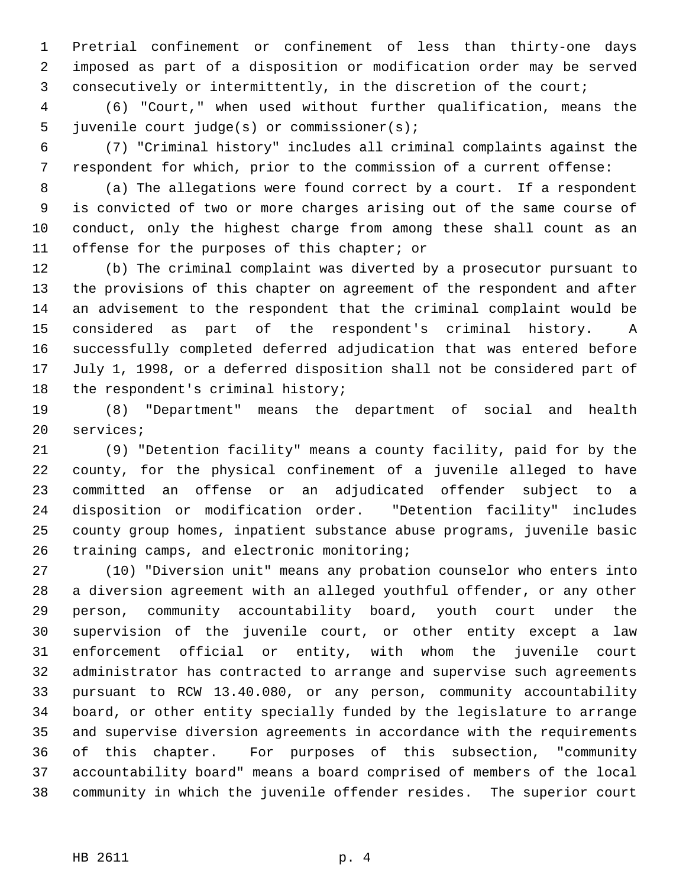Pretrial confinement or confinement of less than thirty-one days imposed as part of a disposition or modification order may be served consecutively or intermittently, in the discretion of the court;

(6) "Court," when used without further qualification, means the juvenile court judge(s) or commissioner(s);

(7) "Criminal history" includes all criminal complaints against the respondent for which, prior to the commission of a current offense:

(a) The allegations were found correct by a court. If a respondent is convicted of two or more charges arising out of the same course of conduct, only the highest charge from among these shall count as an offense for the purposes of this chapter; or

(b) The criminal complaint was diverted by a prosecutor pursuant to the provisions of this chapter on agreement of the respondent and after an advisement to the respondent that the criminal complaint would be considered as part of the respondent's criminal history. A successfully completed deferred adjudication that was entered before July 1, 1998, or a deferred disposition shall not be considered part of the respondent's criminal history;

(8) "Department" means the department of social and health services;

(9) "Detention facility" means a county facility, paid for by the county, for the physical confinement of a juvenile alleged to have committed an offense or an adjudicated offender subject to a disposition or modification order. "Detention facility" includes county group homes, inpatient substance abuse programs, juvenile basic training camps, and electronic monitoring;

(10) "Diversion unit" means any probation counselor who enters into a diversion agreement with an alleged youthful offender, or any other person, community accountability board, youth court under the supervision of the juvenile court, or other entity except a law enforcement official or entity, with whom the juvenile court administrator has contracted to arrange and supervise such agreements pursuant to RCW 13.40.080, or any person, community accountability board, or other entity specially funded by the legislature to arrange and supervise diversion agreements in accordance with the requirements of this chapter. For purposes of this subsection, "community accountability board" means a board comprised of members of the local community in which the juvenile offender resides. The superior court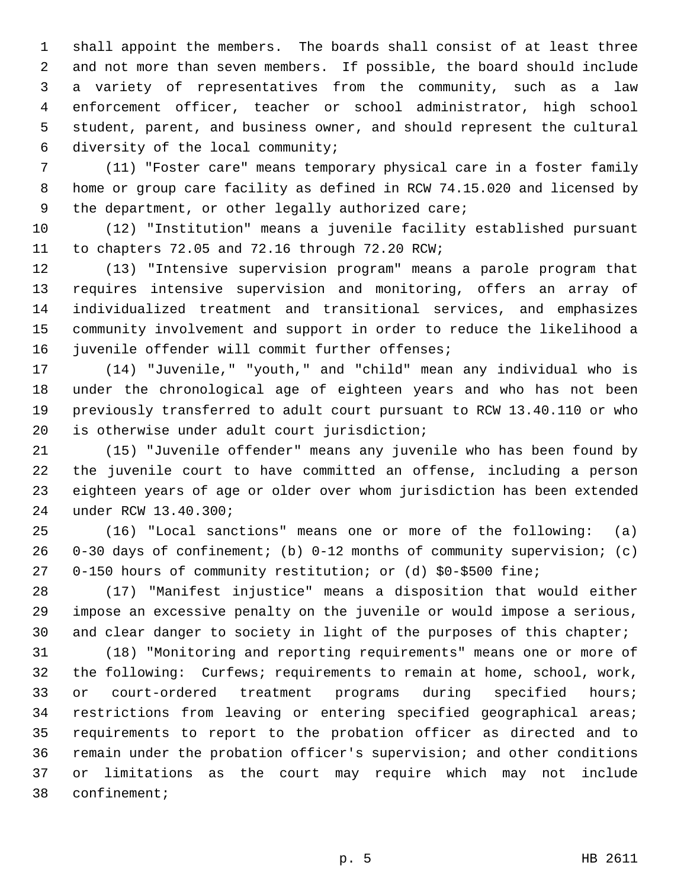shall appoint the members. The boards shall consist of at least three and not more than seven members. If possible, the board should include a variety of representatives from the community, such as a law enforcement officer, teacher or school administrator, high school student, parent, and business owner, and should represent the cultural diversity of the local community;

(11) "Foster care" means temporary physical care in a foster family home or group care facility as defined in RCW 74.15.020 and licensed by the department, or other legally authorized care;

(12) "Institution" means a juvenile facility established pursuant to chapters 72.05 and 72.16 through 72.20 RCW;

(13) "Intensive supervision program" means a parole program that requires intensive supervision and monitoring, offers an array of individualized treatment and transitional services, and emphasizes community involvement and support in order to reduce the likelihood a juvenile offender will commit further offenses;

(14) "Juvenile," "youth," and "child" mean any individual who is under the chronological age of eighteen years and who has not been previously transferred to adult court pursuant to RCW 13.40.110 or who is otherwise under adult court jurisdiction;

(15) "Juvenile offender" means any juvenile who has been found by the juvenile court to have committed an offense, including a person eighteen years of age or older over whom jurisdiction has been extended under RCW 13.40.300;

(16) "Local sanctions" means one or more of the following: (a) 0-30 days of confinement; (b) 0-12 months of community supervision; (c) 0-150 hours of community restitution; or (d) $0-$500 fine;

(17) "Manifest injustice" means a disposition that would either impose an excessive penalty on the juvenile or would impose a serious, and clear danger to society in light of the purposes of this chapter;

(18) "Monitoring and reporting requirements" means one or more of the following: Curfews; requirements to remain at home, school, work, or court-ordered treatment programs during specified hours; restrictions from leaving or entering specified geographical areas; requirements to report to the probation officer as directed and to remain under the probation officer's supervision; and other conditions or limitations as the court may require which may not include confinement;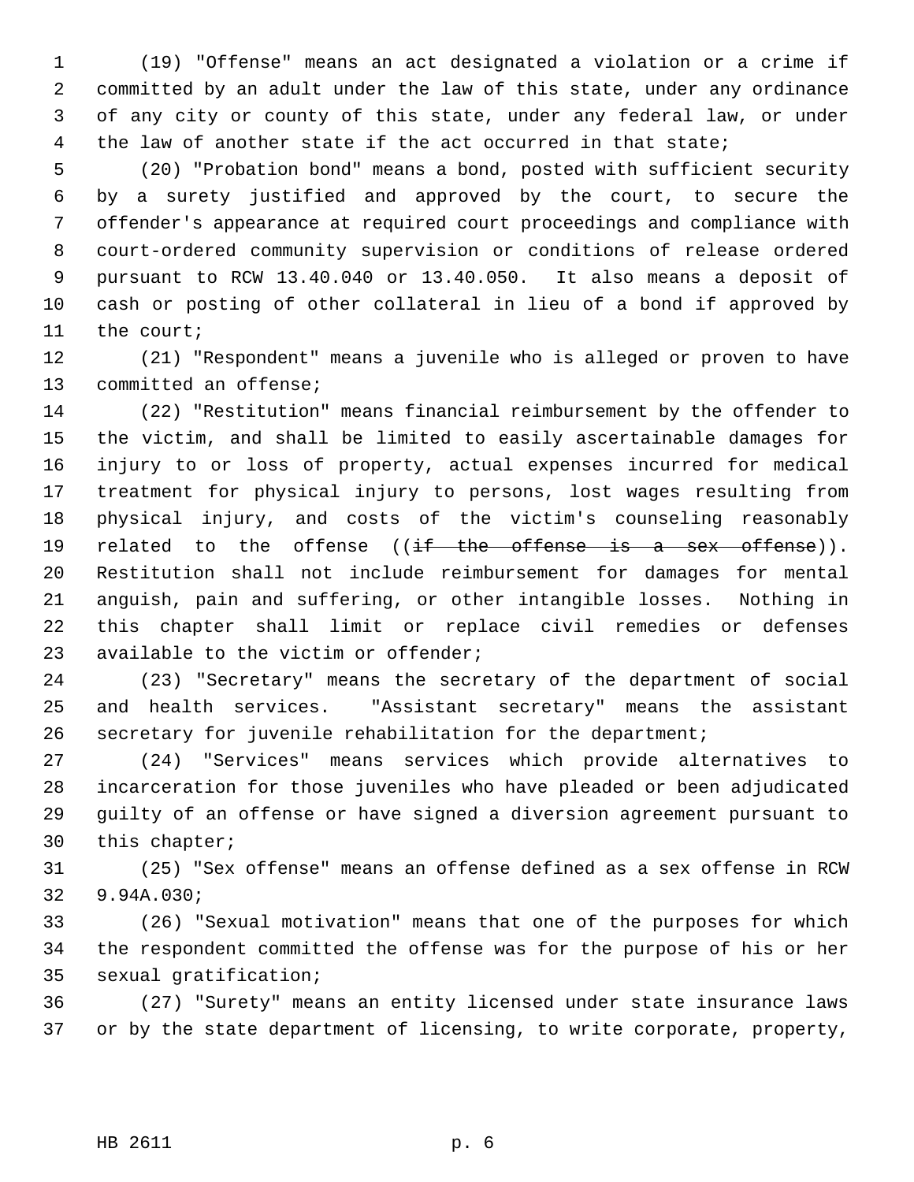(19) "Offense" means an act designated a violation or a crime if committed by an adult under the law of this state, under any ordinance of any city or county of this state, under any federal law, or under the law of another state if the act occurred in that state;

(20) "Probation bond" means a bond, posted with sufficient security by a surety justified and approved by the court, to secure the offender's appearance at required court proceedings and compliance with court-ordered community supervision or conditions of release ordered pursuant to RCW 13.40.040 or 13.40.050. It also means a deposit of cash or posting of other collateral in lieu of a bond if approved by the court;

(21) "Respondent" means a juvenile who is alleged or proven to have committed an offense;

(22) "Restitution" means financial reimbursement by the offender to the victim, and shall be limited to easily ascertainable damages for injury to or loss of property, actual expenses incurred for medical treatment for physical injury to persons, lost wages resulting from physical injury, and costs of the victim's counseling reasonably related to the offense ((~~if the offense is a sex offense~~)). Restitution shall not include reimbursement for damages for mental anguish, pain and suffering, or other intangible losses. Nothing in this chapter shall limit or replace civil remedies or defenses available to the victim or offender;

(23) "Secretary" means the secretary of the department of social and health services. "Assistant secretary" means the assistant secretary for juvenile rehabilitation for the department;

(24) "Services" means services which provide alternatives to incarceration for those juveniles who have pleaded or been adjudicated guilty of an offense or have signed a diversion agreement pursuant to this chapter;

(25) "Sex offense" means an offense defined as a sex offense in RCW 9.94A.030;

(26) "Sexual motivation" means that one of the purposes for which the respondent committed the offense was for the purpose of his or her sexual gratification;

(27) "Surety" means an entity licensed under state insurance laws or by the state department of licensing, to write corporate, property,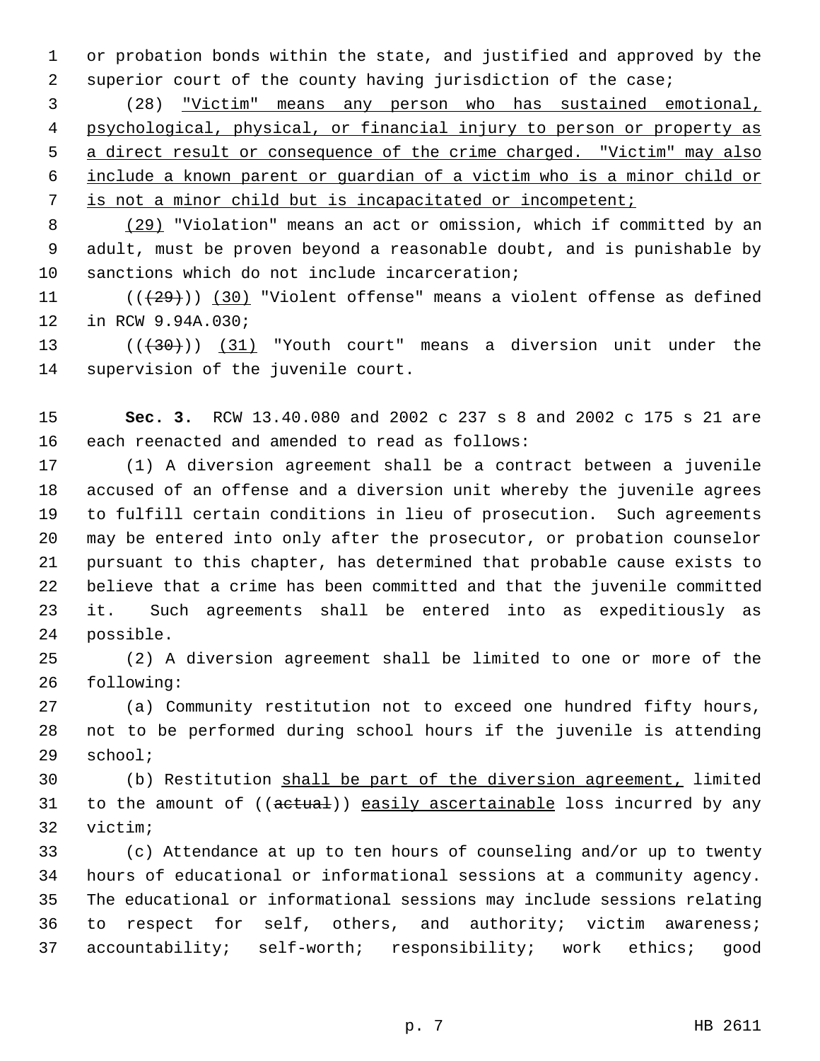or probation bonds within the state, and justified and approved by the superior court of the county having jurisdiction of the case;

(28) <u>"Victim" means any person who has sustained emotional, psychological, physical, or financial injury to person or property as a direct result or consequence of the crime charged. "Victim" may also include a known parent or guardian of a victim who is a minor child or is not a minor child but is incapacitated or incompetent;</u>

<u>(29)</u> "Violation" means an act or omission, which if committed by an adult, must be proven beyond a reasonable doubt, and is punishable by sanctions which do not include incarceration;

((~~(29)~~)) <u>(30)</u> "Violent offense" means a violent offense as defined in RCW 9.94A.030;

((~~(30)~~)) <u>(31)</u> "Youth court" means a diversion unit under the supervision of the juvenile court.

**Sec. 3.** RCW 13.40.080 and 2002 c 237 s 8 and 2002 c 175 s 21 are each reenacted and amended to read as follows:

(1) A diversion agreement shall be a contract between a juvenile accused of an offense and a diversion unit whereby the juvenile agrees to fulfill certain conditions in lieu of prosecution. Such agreements may be entered into only after the prosecutor, or probation counselor pursuant to this chapter, has determined that probable cause exists to believe that a crime has been committed and that the juvenile committed it. Such agreements shall be entered into as expeditiously as possible.

(2) A diversion agreement shall be limited to one or more of the following:

(a) Community restitution not to exceed one hundred fifty hours, not to be performed during school hours if the juvenile is attending school;

(b) Restitution <u>shall be part of the diversion agreement,</u> limited to the amount of ((~~actual~~)) <u>easily ascertainable</u> loss incurred by any victim;

(c) Attendance at up to ten hours of counseling and/or up to twenty hours of educational or informational sessions at a community agency. The educational or informational sessions may include sessions relating to respect for self, others, and authority; victim awareness; accountability; self-worth; responsibility; work ethics; good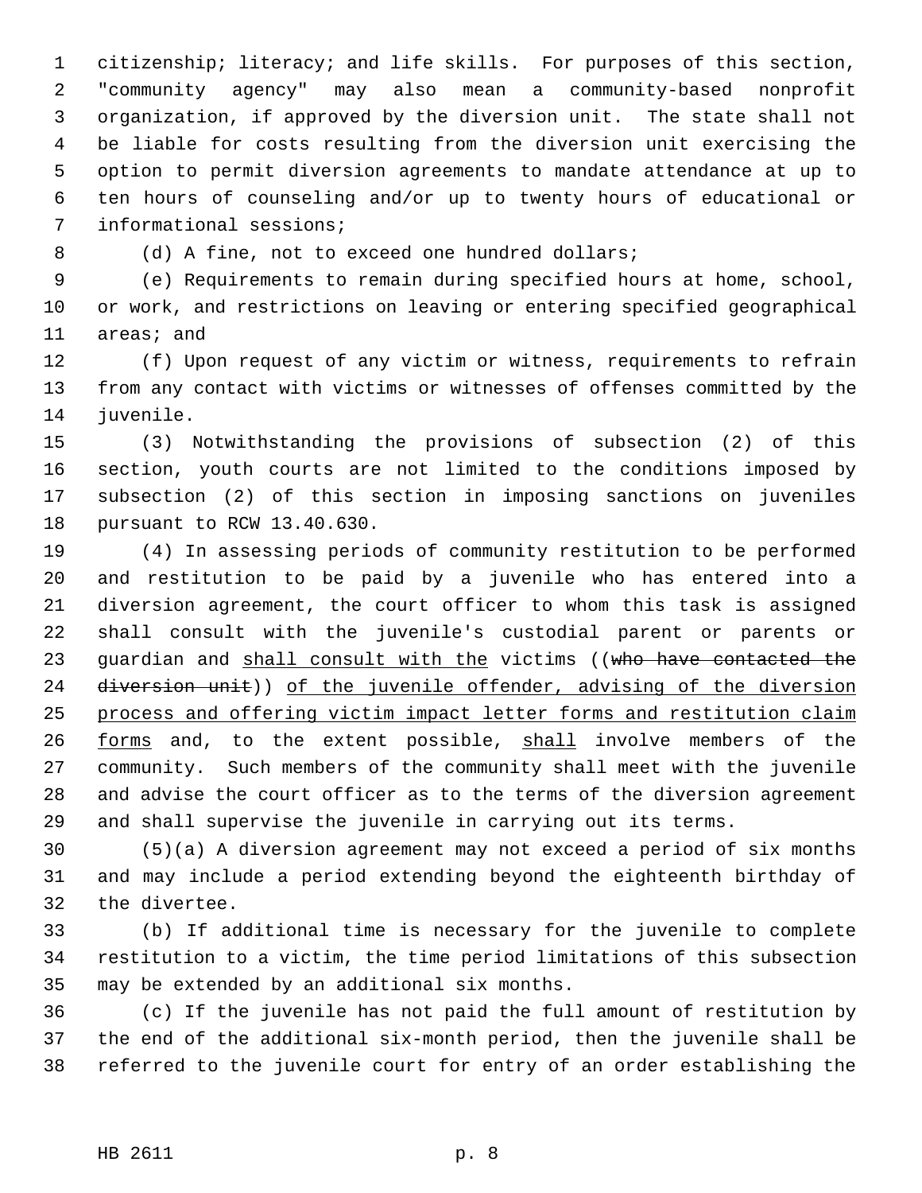citizenship; literacy; and life skills. For purposes of this section, "community agency" may also mean a community-based nonprofit organization, if approved by the diversion unit. The state shall not be liable for costs resulting from the diversion unit exercising the option to permit diversion agreements to mandate attendance at up to ten hours of counseling and/or up to twenty hours of educational or informational sessions;

(d) A fine, not to exceed one hundred dollars;

(e) Requirements to remain during specified hours at home, school, or work, and restrictions on leaving or entering specified geographical areas; and

(f) Upon request of any victim or witness, requirements to refrain from any contact with victims or witnesses of offenses committed by the juvenile.

(3) Notwithstanding the provisions of subsection (2) of this section, youth courts are not limited to the conditions imposed by subsection (2) of this section in imposing sanctions on juveniles pursuant to RCW 13.40.630.

(4) In assessing periods of community restitution to be performed and restitution to be paid by a juvenile who has entered into a diversion agreement, the court officer to whom this task is assigned shall consult with the juvenile's custodial parent or parents or guardian and <u>shall consult with the</u> victims ((~~who have contacted the diversion unit~~)) <u>of the juvenile offender, advising of the diversion process and offering victim impact letter forms and restitution claim forms</u> and, to the extent possible, <u>shall</u> involve members of the community. Such members of the community shall meet with the juvenile and advise the court officer as to the terms of the diversion agreement and shall supervise the juvenile in carrying out its terms.

(5)(a) A diversion agreement may not exceed a period of six months and may include a period extending beyond the eighteenth birthday of the divertee.

(b) If additional time is necessary for the juvenile to complete restitution to a victim, the time period limitations of this subsection may be extended by an additional six months.

(c) If the juvenile has not paid the full amount of restitution by the end of the additional six-month period, then the juvenile shall be referred to the juvenile court for entry of an order establishing the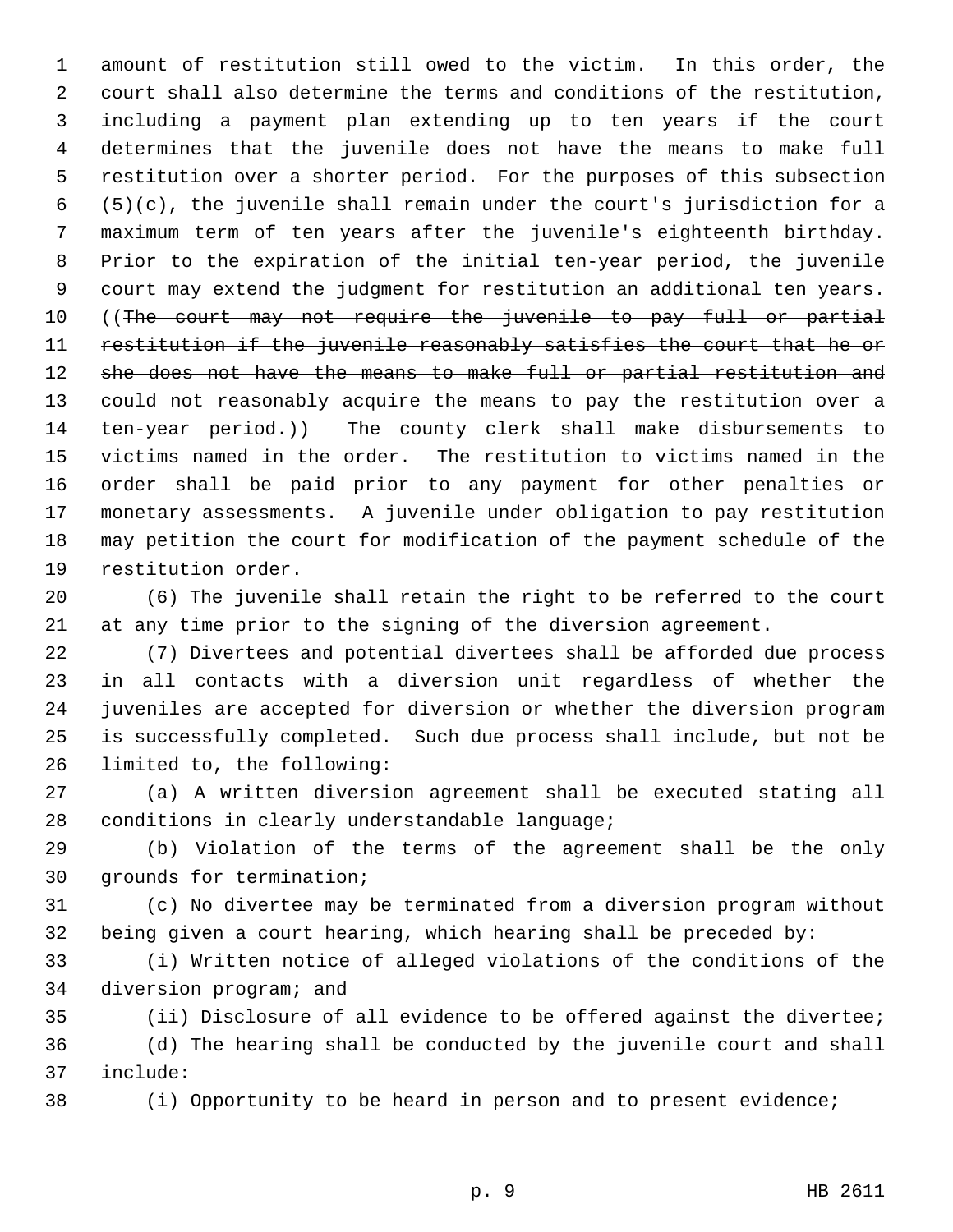amount of restitution still owed to the victim. In this order, the court shall also determine the terms and conditions of the restitution, including a payment plan extending up to ten years if the court determines that the juvenile does not have the means to make full restitution over a shorter period. For the purposes of this subsection (5)(c), the juvenile shall remain under the court's jurisdiction for a maximum term of ten years after the juvenile's eighteenth birthday. Prior to the expiration of the initial ten-year period, the juvenile court may extend the judgment for restitution an additional ten years. ((~~The court may not require the juvenile to pay full or partial restitution if the juvenile reasonably satisfies the court that he or she does not have the means to make full or partial restitution and could not reasonably acquire the means to pay the restitution over a ten-year period.~~)) The county clerk shall make disbursements to victims named in the order. The restitution to victims named in the order shall be paid prior to any payment for other penalties or monetary assessments. A juvenile under obligation to pay restitution may petition the court for modification of the <u>payment schedule of the</u> restitution order.

(6) The juvenile shall retain the right to be referred to the court at any time prior to the signing of the diversion agreement.

(7) Divertees and potential divertees shall be afforded due process in all contacts with a diversion unit regardless of whether the juveniles are accepted for diversion or whether the diversion program is successfully completed. Such due process shall include, but not be limited to, the following:

(a) A written diversion agreement shall be executed stating all conditions in clearly understandable language;

(b) Violation of the terms of the agreement shall be the only grounds for termination;

(c) No divertee may be terminated from a diversion program without being given a court hearing, which hearing shall be preceded by:

(i) Written notice of alleged violations of the conditions of the diversion program; and

(ii) Disclosure of all evidence to be offered against the divertee;

(d) The hearing shall be conducted by the juvenile court and shall include:

(i) Opportunity to be heard in person and to present evidence;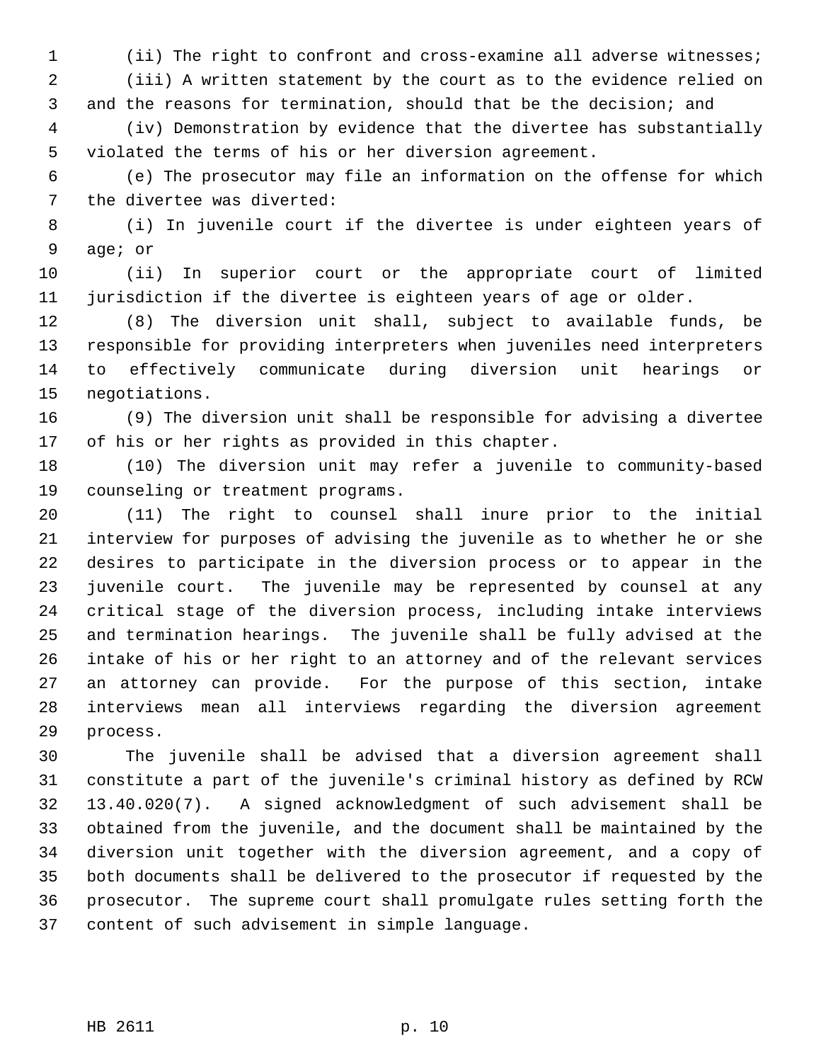(ii) The right to confront and cross-examine all adverse witnesses;

(iii) A written statement by the court as to the evidence relied on and the reasons for termination, should that be the decision; and

(iv) Demonstration by evidence that the divertee has substantially violated the terms of his or her diversion agreement.

(e) The prosecutor may file an information on the offense for which the divertee was diverted:

(i) In juvenile court if the divertee is under eighteen years of age; or

(ii) In superior court or the appropriate court of limited jurisdiction if the divertee is eighteen years of age or older.

(8) The diversion unit shall, subject to available funds, be responsible for providing interpreters when juveniles need interpreters to effectively communicate during diversion unit hearings or negotiations.

(9) The diversion unit shall be responsible for advising a divertee of his or her rights as provided in this chapter.

(10) The diversion unit may refer a juvenile to community-based counseling or treatment programs.

(11) The right to counsel shall inure prior to the initial interview for purposes of advising the juvenile as to whether he or she desires to participate in the diversion process or to appear in the juvenile court. The juvenile may be represented by counsel at any critical stage of the diversion process, including intake interviews and termination hearings. The juvenile shall be fully advised at the intake of his or her right to an attorney and of the relevant services an attorney can provide. For the purpose of this section, intake interviews mean all interviews regarding the diversion agreement process.

The juvenile shall be advised that a diversion agreement shall constitute a part of the juvenile's criminal history as defined by RCW 13.40.020(7). A signed acknowledgment of such advisement shall be obtained from the juvenile, and the document shall be maintained by the diversion unit together with the diversion agreement, and a copy of both documents shall be delivered to the prosecutor if requested by the prosecutor. The supreme court shall promulgate rules setting forth the content of such advisement in simple language.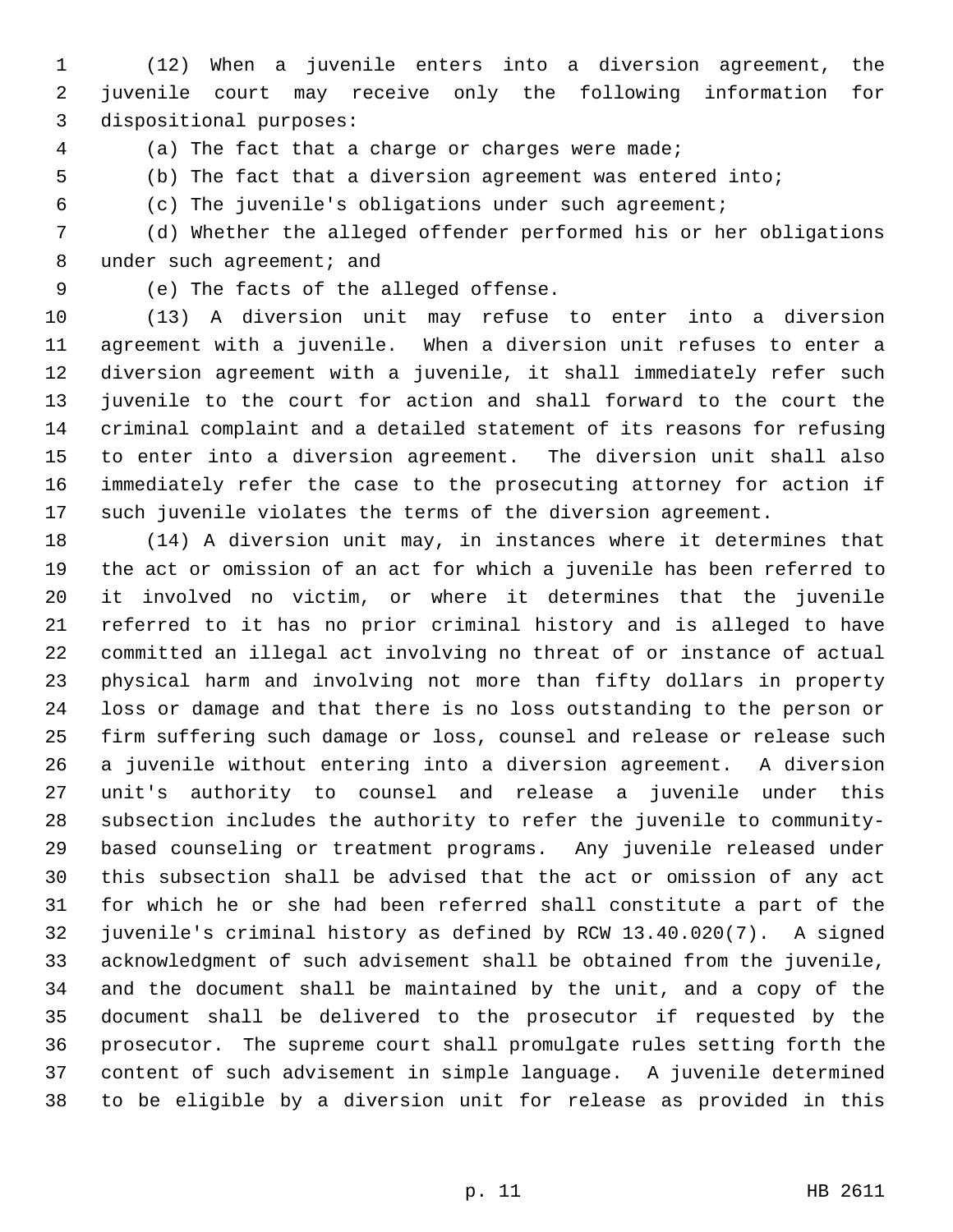(12) When a juvenile enters into a diversion agreement, the juvenile court may receive only the following information for dispositional purposes:

(a) The fact that a charge or charges were made;

(b) The fact that a diversion agreement was entered into;

(c) The juvenile's obligations under such agreement;

(d) Whether the alleged offender performed his or her obligations under such agreement; and

(e) The facts of the alleged offense.

(13) A diversion unit may refuse to enter into a diversion agreement with a juvenile. When a diversion unit refuses to enter a diversion agreement with a juvenile, it shall immediately refer such juvenile to the court for action and shall forward to the court the criminal complaint and a detailed statement of its reasons for refusing to enter into a diversion agreement. The diversion unit shall also immediately refer the case to the prosecuting attorney for action if such juvenile violates the terms of the diversion agreement.

(14) A diversion unit may, in instances where it determines that the act or omission of an act for which a juvenile has been referred to it involved no victim, or where it determines that the juvenile referred to it has no prior criminal history and is alleged to have committed an illegal act involving no threat of or instance of actual physical harm and involving not more than fifty dollars in property loss or damage and that there is no loss outstanding to the person or firm suffering such damage or loss, counsel and release or release such a juvenile without entering into a diversion agreement. A diversion unit's authority to counsel and release a juvenile under this subsection includes the authority to refer the juvenile to community-based counseling or treatment programs. Any juvenile released under this subsection shall be advised that the act or omission of any act for which he or she had been referred shall constitute a part of the juvenile's criminal history as defined by RCW 13.40.020(7). A signed acknowledgment of such advisement shall be obtained from the juvenile, and the document shall be maintained by the unit, and a copy of the document shall be delivered to the prosecutor if requested by the prosecutor. The supreme court shall promulgate rules setting forth the content of such advisement in simple language. A juvenile determined to be eligible by a diversion unit for release as provided in this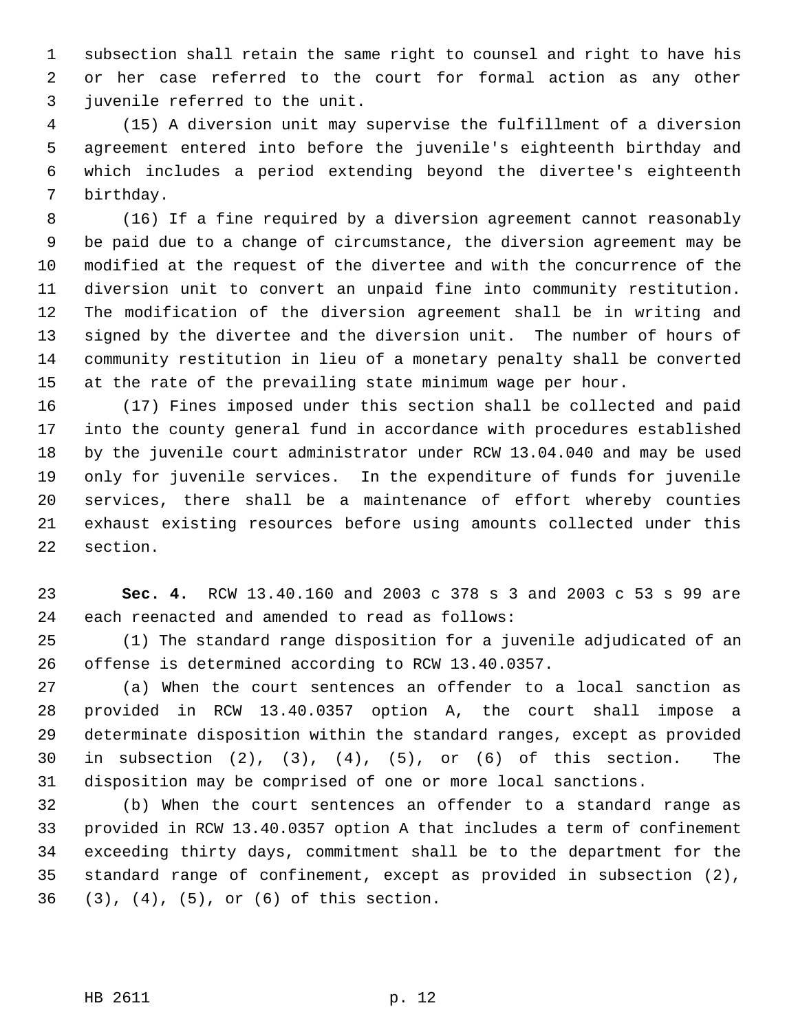subsection shall retain the same right to counsel and right to have his or her case referred to the court for formal action as any other juvenile referred to the unit.

(15) A diversion unit may supervise the fulfillment of a diversion agreement entered into before the juvenile's eighteenth birthday and which includes a period extending beyond the divertee's eighteenth birthday.

(16) If a fine required by a diversion agreement cannot reasonably be paid due to a change of circumstance, the diversion agreement may be modified at the request of the divertee and with the concurrence of the diversion unit to convert an unpaid fine into community restitution. The modification of the diversion agreement shall be in writing and signed by the divertee and the diversion unit. The number of hours of community restitution in lieu of a monetary penalty shall be converted at the rate of the prevailing state minimum wage per hour.

(17) Fines imposed under this section shall be collected and paid into the county general fund in accordance with procedures established by the juvenile court administrator under RCW 13.04.040 and may be used only for juvenile services. In the expenditure of funds for juvenile services, there shall be a maintenance of effort whereby counties exhaust existing resources before using amounts collected under this section.

**Sec. 4.** RCW 13.40.160 and 2003 c 378 s 3 and 2003 c 53 s 99 are each reenacted and amended to read as follows:

(1) The standard range disposition for a juvenile adjudicated of an offense is determined according to RCW 13.40.0357.

(a) When the court sentences an offender to a local sanction as provided in RCW 13.40.0357 option A, the court shall impose a determinate disposition within the standard ranges, except as provided in subsection (2), (3), (4), (5), or (6) of this section. The disposition may be comprised of one or more local sanctions.

(b) When the court sentences an offender to a standard range as provided in RCW 13.40.0357 option A that includes a term of confinement exceeding thirty days, commitment shall be to the department for the standard range of confinement, except as provided in subsection (2), (3), (4), (5), or (6) of this section.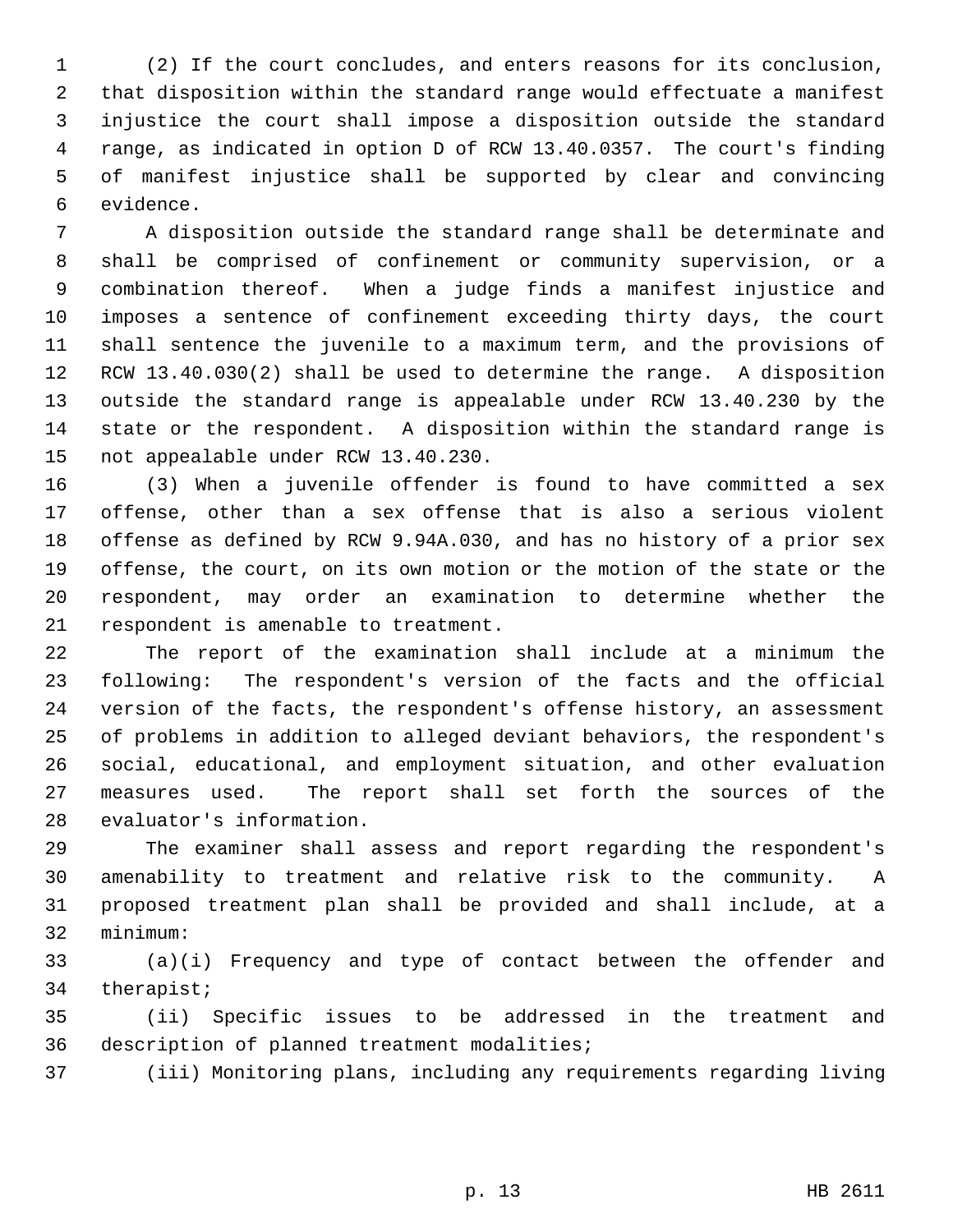(2) If the court concludes, and enters reasons for its conclusion, that disposition within the standard range would effectuate a manifest injustice the court shall impose a disposition outside the standard range, as indicated in option D of RCW 13.40.0357. The court's finding of manifest injustice shall be supported by clear and convincing evidence.

A disposition outside the standard range shall be determinate and shall be comprised of confinement or community supervision, or a combination thereof. When a judge finds a manifest injustice and imposes a sentence of confinement exceeding thirty days, the court shall sentence the juvenile to a maximum term, and the provisions of RCW 13.40.030(2) shall be used to determine the range. A disposition outside the standard range is appealable under RCW 13.40.230 by the state or the respondent. A disposition within the standard range is not appealable under RCW 13.40.230.

(3) When a juvenile offender is found to have committed a sex offense, other than a sex offense that is also a serious violent offense as defined by RCW 9.94A.030, and has no history of a prior sex offense, the court, on its own motion or the motion of the state or the respondent, may order an examination to determine whether the respondent is amenable to treatment.

The report of the examination shall include at a minimum the following: The respondent's version of the facts and the official version of the facts, the respondent's offense history, an assessment of problems in addition to alleged deviant behaviors, the respondent's social, educational, and employment situation, and other evaluation measures used. The report shall set forth the sources of the evaluator's information.

The examiner shall assess and report regarding the respondent's amenability to treatment and relative risk to the community. A proposed treatment plan shall be provided and shall include, at a minimum:

(a)(i) Frequency and type of contact between the offender and therapist;

(ii) Specific issues to be addressed in the treatment and description of planned treatment modalities;

(iii) Monitoring plans, including any requirements regarding living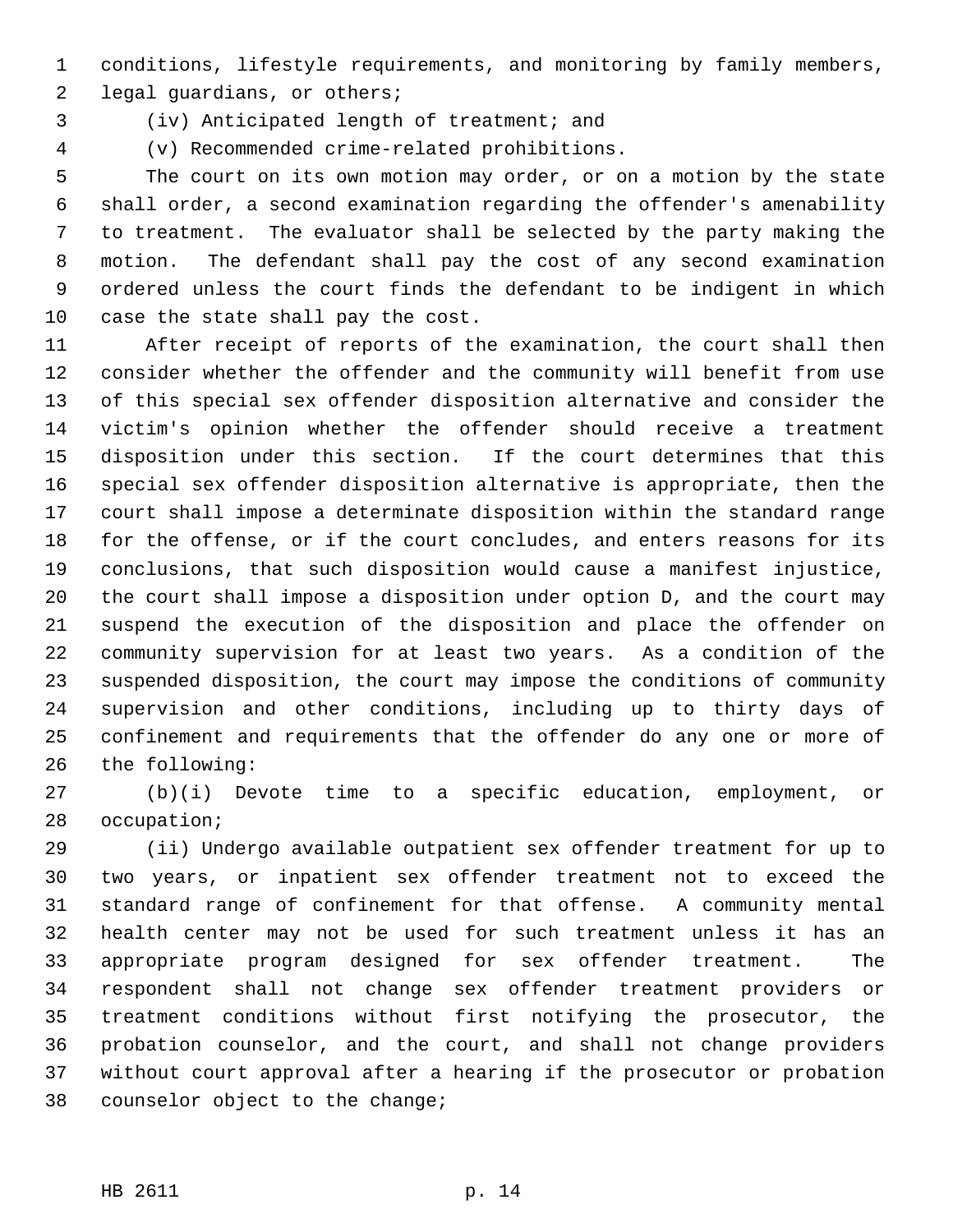conditions, lifestyle requirements, and monitoring by family members, legal guardians, or others;

(iv) Anticipated length of treatment; and

(v) Recommended crime-related prohibitions.

The court on its own motion may order, or on a motion by the state shall order, a second examination regarding the offender's amenability to treatment. The evaluator shall be selected by the party making the motion. The defendant shall pay the cost of any second examination ordered unless the court finds the defendant to be indigent in which case the state shall pay the cost.

After receipt of reports of the examination, the court shall then consider whether the offender and the community will benefit from use of this special sex offender disposition alternative and consider the victim's opinion whether the offender should receive a treatment disposition under this section. If the court determines that this special sex offender disposition alternative is appropriate, then the court shall impose a determinate disposition within the standard range for the offense, or if the court concludes, and enters reasons for its conclusions, that such disposition would cause a manifest injustice, the court shall impose a disposition under option D, and the court may suspend the execution of the disposition and place the offender on community supervision for at least two years. As a condition of the suspended disposition, the court may impose the conditions of community supervision and other conditions, including up to thirty days of confinement and requirements that the offender do any one or more of the following:

(b)(i) Devote time to a specific education, employment, or occupation;

(ii) Undergo available outpatient sex offender treatment for up to two years, or inpatient sex offender treatment not to exceed the standard range of confinement for that offense. A community mental health center may not be used for such treatment unless it has an appropriate program designed for sex offender treatment. The respondent shall not change sex offender treatment providers or treatment conditions without first notifying the prosecutor, the probation counselor, and the court, and shall not change providers without court approval after a hearing if the prosecutor or probation counselor object to the change;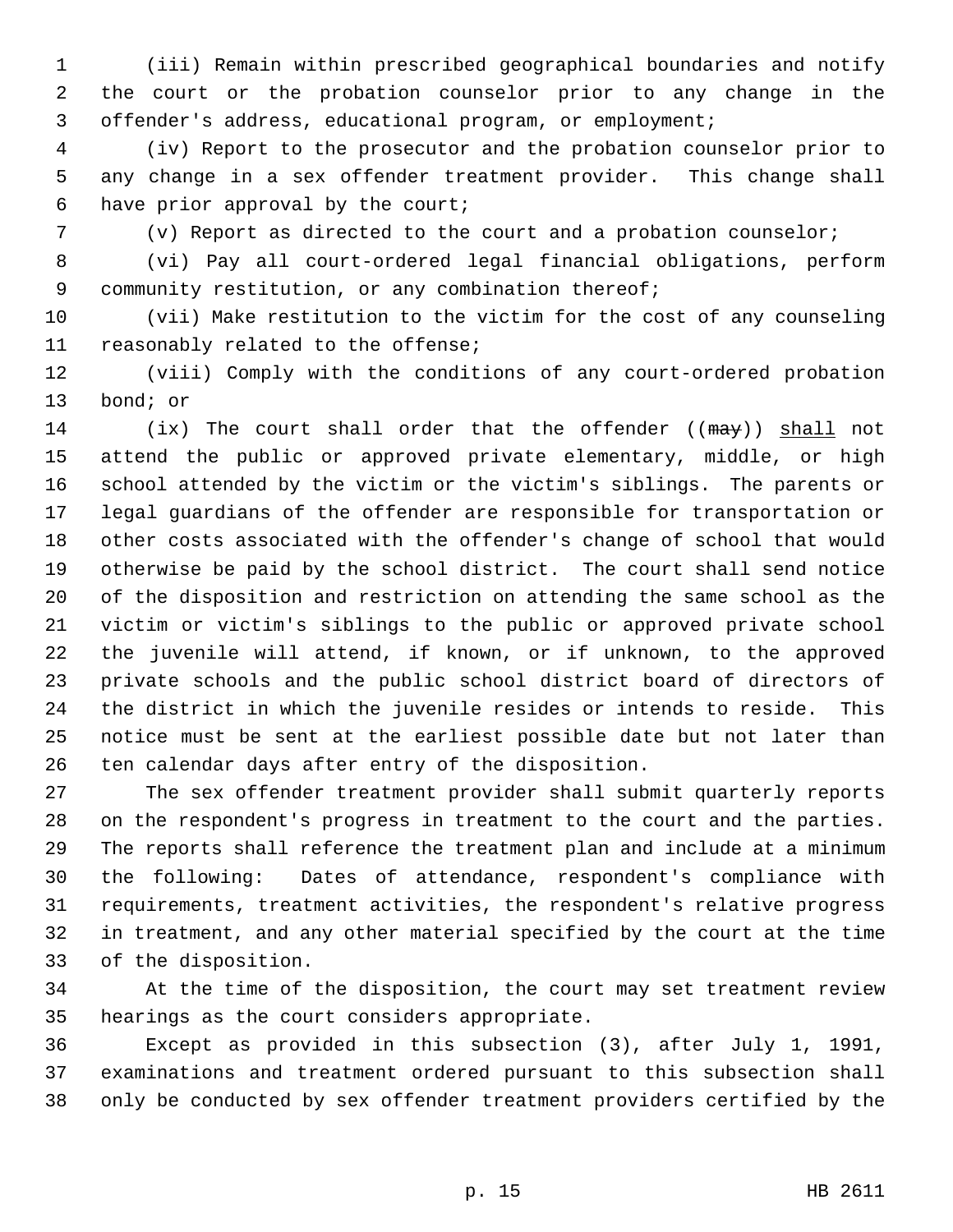(iii) Remain within prescribed geographical boundaries and notify the court or the probation counselor prior to any change in the offender's address, educational program, or employment;

(iv) Report to the prosecutor and the probation counselor prior to any change in a sex offender treatment provider. This change shall have prior approval by the court;

(v) Report as directed to the court and a probation counselor;

(vi) Pay all court-ordered legal financial obligations, perform community restitution, or any combination thereof;

(vii) Make restitution to the victim for the cost of any counseling reasonably related to the offense;

(viii) Comply with the conditions of any court-ordered probation bond; or

(ix) The court shall order that the offender ((~~may~~)) <u>shall</u> not attend the public or approved private elementary, middle, or high school attended by the victim or the victim's siblings. The parents or legal guardians of the offender are responsible for transportation or other costs associated with the offender's change of school that would otherwise be paid by the school district. The court shall send notice of the disposition and restriction on attending the same school as the victim or victim's siblings to the public or approved private school the juvenile will attend, if known, or if unknown, to the approved private schools and the public school district board of directors of the district in which the juvenile resides or intends to reside. This notice must be sent at the earliest possible date but not later than ten calendar days after entry of the disposition.

The sex offender treatment provider shall submit quarterly reports on the respondent's progress in treatment to the court and the parties. The reports shall reference the treatment plan and include at a minimum the following: Dates of attendance, respondent's compliance with requirements, treatment activities, the respondent's relative progress in treatment, and any other material specified by the court at the time of the disposition.

At the time of the disposition, the court may set treatment review hearings as the court considers appropriate.

Except as provided in this subsection (3), after July 1, 1991, examinations and treatment ordered pursuant to this subsection shall only be conducted by sex offender treatment providers certified by the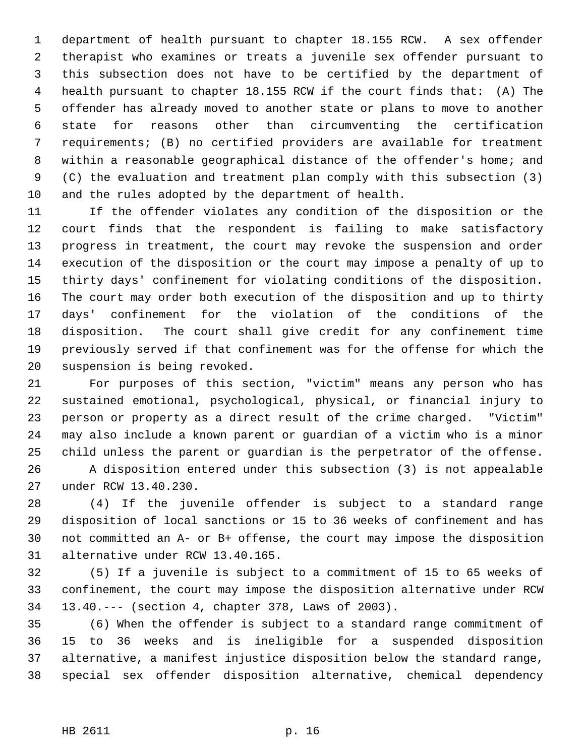department of health pursuant to chapter 18.155 RCW. A sex offender therapist who examines or treats a juvenile sex offender pursuant to this subsection does not have to be certified by the department of health pursuant to chapter 18.155 RCW if the court finds that: (A) The offender has already moved to another state or plans to move to another state for reasons other than circumventing the certification requirements; (B) no certified providers are available for treatment within a reasonable geographical distance of the offender's home; and (C) the evaluation and treatment plan comply with this subsection (3) and the rules adopted by the department of health.

If the offender violates any condition of the disposition or the court finds that the respondent is failing to make satisfactory progress in treatment, the court may revoke the suspension and order execution of the disposition or the court may impose a penalty of up to thirty days' confinement for violating conditions of the disposition. The court may order both execution of the disposition and up to thirty days' confinement for the violation of the conditions of the disposition. The court shall give credit for any confinement time previously served if that confinement was for the offense for which the suspension is being revoked.

For purposes of this section, "victim" means any person who has sustained emotional, psychological, physical, or financial injury to person or property as a direct result of the crime charged. "Victim" may also include a known parent or guardian of a victim who is a minor child unless the parent or guardian is the perpetrator of the offense.

A disposition entered under this subsection (3) is not appealable under RCW 13.40.230.

(4) If the juvenile offender is subject to a standard range disposition of local sanctions or 15 to 36 weeks of confinement and has not committed an A- or B+ offense, the court may impose the disposition alternative under RCW 13.40.165.

(5) If a juvenile is subject to a commitment of 15 to 65 weeks of confinement, the court may impose the disposition alternative under RCW 13.40.--- (section 4, chapter 378, Laws of 2003).

(6) When the offender is subject to a standard range commitment of 15 to 36 weeks and is ineligible for a suspended disposition alternative, a manifest injustice disposition below the standard range, special sex offender disposition alternative, chemical dependency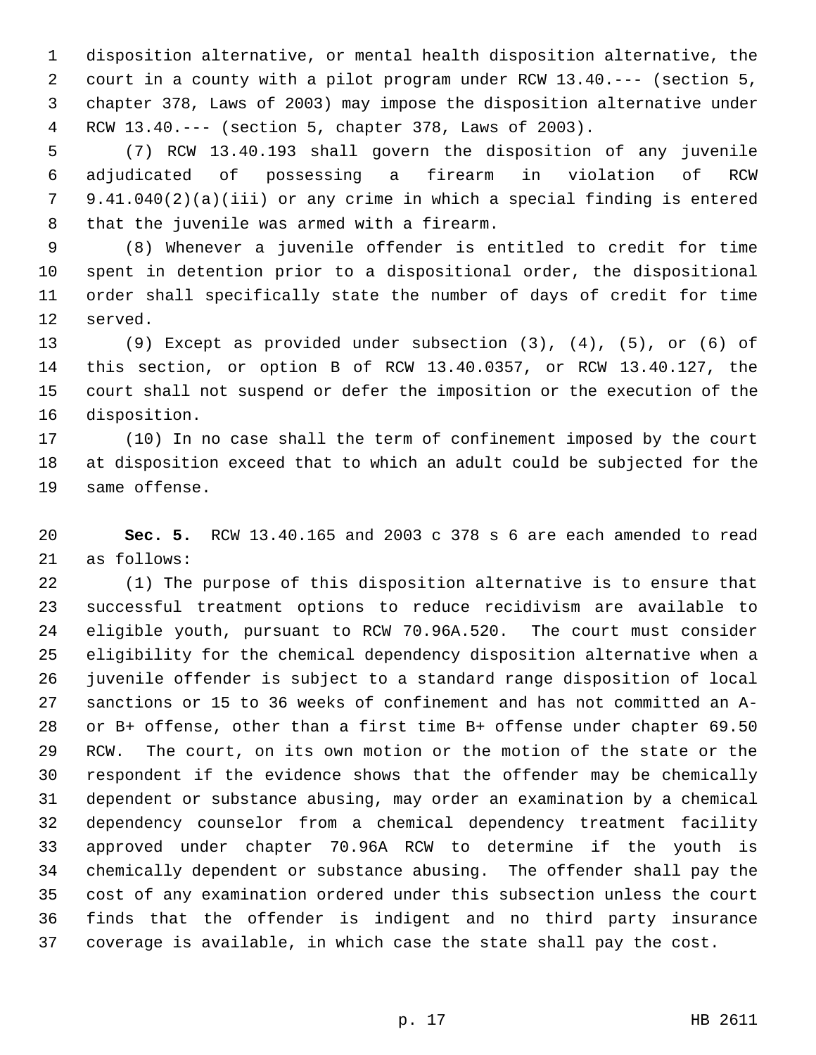disposition alternative, or mental health disposition alternative, the court in a county with a pilot program under RCW 13.40.--- (section 5, chapter 378, Laws of 2003) may impose the disposition alternative under RCW 13.40.--- (section 5, chapter 378, Laws of 2003).

(7) RCW 13.40.193 shall govern the disposition of any juvenile adjudicated of possessing a firearm in violation of RCW 9.41.040(2)(a)(iii) or any crime in which a special finding is entered that the juvenile was armed with a firearm.

(8) Whenever a juvenile offender is entitled to credit for time spent in detention prior to a dispositional order, the dispositional order shall specifically state the number of days of credit for time served.

(9) Except as provided under subsection (3), (4), (5), or (6) of this section, or option B of RCW 13.40.0357, or RCW 13.40.127, the court shall not suspend or defer the imposition or the execution of the disposition.

(10) In no case shall the term of confinement imposed by the court at disposition exceed that to which an adult could be subjected for the same offense.

**Sec. 5.** RCW 13.40.165 and 2003 c 378 s 6 are each amended to read as follows:

(1) The purpose of this disposition alternative is to ensure that successful treatment options to reduce recidivism are available to eligible youth, pursuant to RCW 70.96A.520. The court must consider eligibility for the chemical dependency disposition alternative when a juvenile offender is subject to a standard range disposition of local sanctions or 15 to 36 weeks of confinement and has not committed an A- or B+ offense, other than a first time B+ offense under chapter 69.50 RCW. The court, on its own motion or the motion of the state or the respondent if the evidence shows that the offender may be chemically dependent or substance abusing, may order an examination by a chemical dependency counselor from a chemical dependency treatment facility approved under chapter 70.96A RCW to determine if the youth is chemically dependent or substance abusing. The offender shall pay the cost of any examination ordered under this subsection unless the court finds that the offender is indigent and no third party insurance coverage is available, in which case the state shall pay the cost.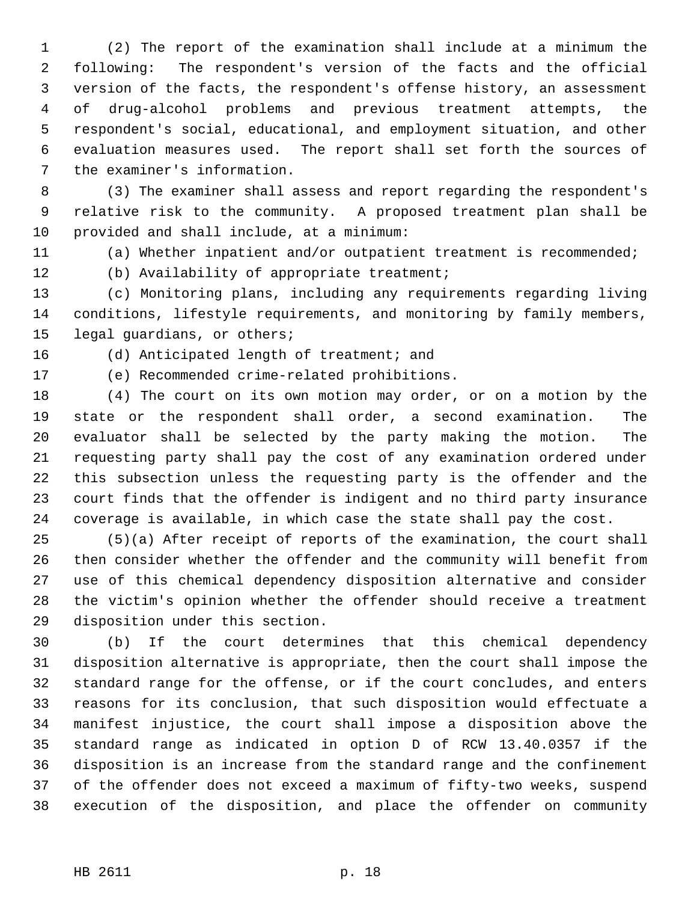(2) The report of the examination shall include at a minimum the following: The respondent's version of the facts and the official version of the facts, the respondent's offense history, an assessment of drug-alcohol problems and previous treatment attempts, the respondent's social, educational, and employment situation, and other evaluation measures used. The report shall set forth the sources of the examiner's information.

(3) The examiner shall assess and report regarding the respondent's relative risk to the community. A proposed treatment plan shall be provided and shall include, at a minimum:

(a) Whether inpatient and/or outpatient treatment is recommended;

(b) Availability of appropriate treatment;

(c) Monitoring plans, including any requirements regarding living conditions, lifestyle requirements, and monitoring by family members, legal guardians, or others;

(d) Anticipated length of treatment; and

(e) Recommended crime-related prohibitions.

(4) The court on its own motion may order, or on a motion by the state or the respondent shall order, a second examination. The evaluator shall be selected by the party making the motion. The requesting party shall pay the cost of any examination ordered under this subsection unless the requesting party is the offender and the court finds that the offender is indigent and no third party insurance coverage is available, in which case the state shall pay the cost.

(5)(a) After receipt of reports of the examination, the court shall then consider whether the offender and the community will benefit from use of this chemical dependency disposition alternative and consider the victim's opinion whether the offender should receive a treatment disposition under this section.

(b) If the court determines that this chemical dependency disposition alternative is appropriate, then the court shall impose the standard range for the offense, or if the court concludes, and enters reasons for its conclusion, that such disposition would effectuate a manifest injustice, the court shall impose a disposition above the standard range as indicated in option D of RCW 13.40.0357 if the disposition is an increase from the standard range and the confinement of the offender does not exceed a maximum of fifty-two weeks, suspend execution of the disposition, and place the offender on community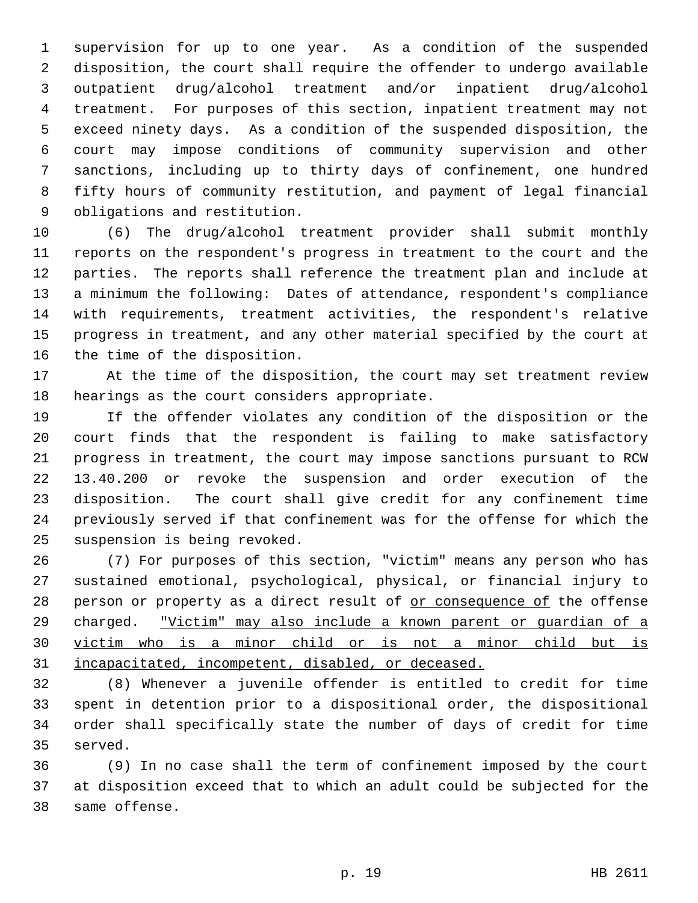supervision for up to one year. As a condition of the suspended disposition, the court shall require the offender to undergo available outpatient drug/alcohol treatment and/or inpatient drug/alcohol treatment. For purposes of this section, inpatient treatment may not exceed ninety days. As a condition of the suspended disposition, the court may impose conditions of community supervision and other sanctions, including up to thirty days of confinement, one hundred fifty hours of community restitution, and payment of legal financial obligations and restitution.

(6) The drug/alcohol treatment provider shall submit monthly reports on the respondent's progress in treatment to the court and the parties. The reports shall reference the treatment plan and include at a minimum the following: Dates of attendance, respondent's compliance with requirements, treatment activities, the respondent's relative progress in treatment, and any other material specified by the court at the time of the disposition.

At the time of the disposition, the court may set treatment review hearings as the court considers appropriate.

If the offender violates any condition of the disposition or the court finds that the respondent is failing to make satisfactory progress in treatment, the court may impose sanctions pursuant to RCW 13.40.200 or revoke the suspension and order execution of the disposition. The court shall give credit for any confinement time previously served if that confinement was for the offense for which the suspension is being revoked.

(7) For purposes of this section, "victim" means any person who has sustained emotional, psychological, physical, or financial injury to person or property as a direct result of <u>or consequence of</u> the offense charged. <u>"Victim" may also include a known parent or guardian of a victim who is a minor child or is not a minor child but is incapacitated, incompetent, disabled, or deceased.</u>

(8) Whenever a juvenile offender is entitled to credit for time spent in detention prior to a dispositional order, the dispositional order shall specifically state the number of days of credit for time served.

(9) In no case shall the term of confinement imposed by the court at disposition exceed that to which an adult could be subjected for the same offense.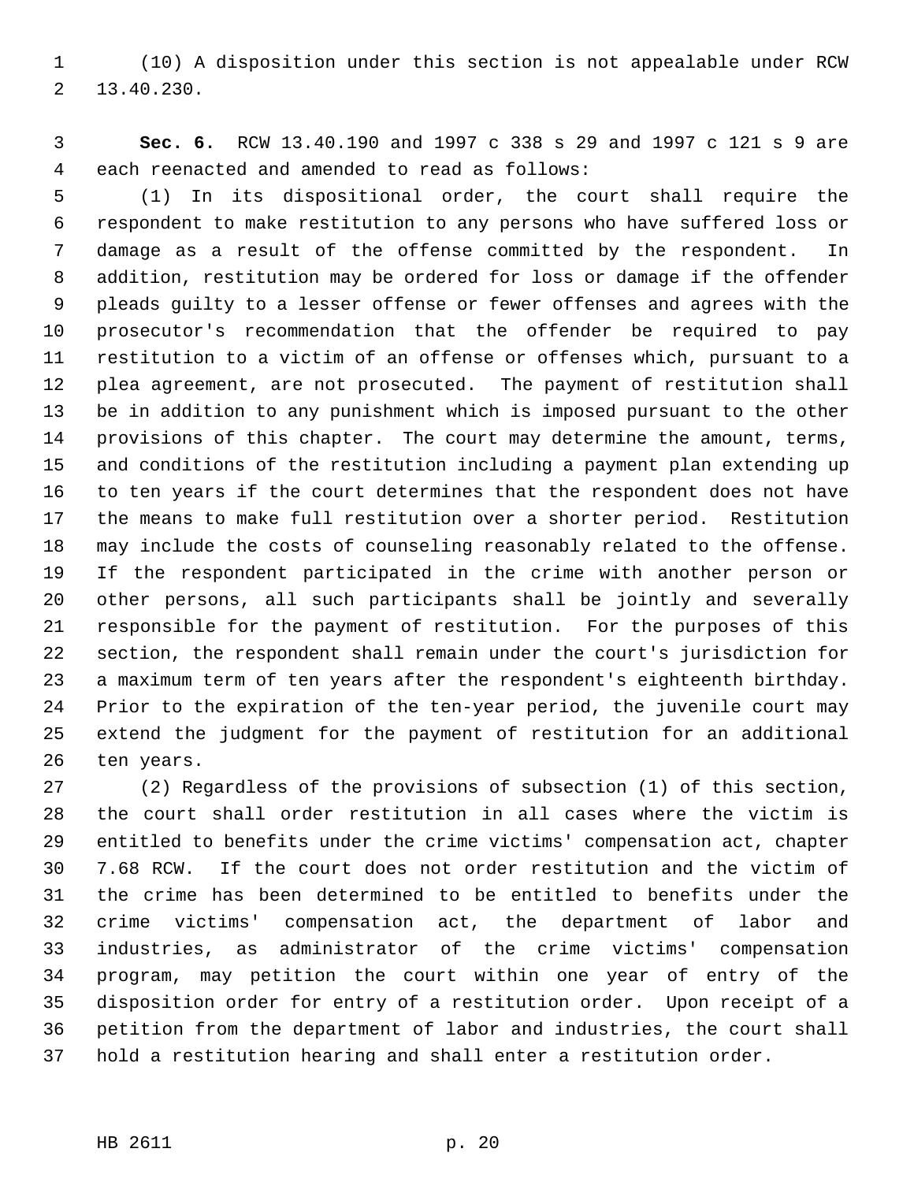(10) A disposition under this section is not appealable under RCW 13.40.230.

**Sec. 6.** RCW 13.40.190 and 1997 c 338 s 29 and 1997 c 121 s 9 are each reenacted and amended to read as follows:

(1) In its dispositional order, the court shall require the respondent to make restitution to any persons who have suffered loss or damage as a result of the offense committed by the respondent. In addition, restitution may be ordered for loss or damage if the offender pleads guilty to a lesser offense or fewer offenses and agrees with the prosecutor's recommendation that the offender be required to pay restitution to a victim of an offense or offenses which, pursuant to a plea agreement, are not prosecuted. The payment of restitution shall be in addition to any punishment which is imposed pursuant to the other provisions of this chapter. The court may determine the amount, terms, and conditions of the restitution including a payment plan extending up to ten years if the court determines that the respondent does not have the means to make full restitution over a shorter period. Restitution may include the costs of counseling reasonably related to the offense. If the respondent participated in the crime with another person or other persons, all such participants shall be jointly and severally responsible for the payment of restitution. For the purposes of this section, the respondent shall remain under the court's jurisdiction for a maximum term of ten years after the respondent's eighteenth birthday. Prior to the expiration of the ten-year period, the juvenile court may extend the judgment for the payment of restitution for an additional ten years.

(2) Regardless of the provisions of subsection (1) of this section, the court shall order restitution in all cases where the victim is entitled to benefits under the crime victims' compensation act, chapter 7.68 RCW. If the court does not order restitution and the victim of the crime has been determined to be entitled to benefits under the crime victims' compensation act, the department of labor and industries, as administrator of the crime victims' compensation program, may petition the court within one year of entry of the disposition order for entry of a restitution order. Upon receipt of a petition from the department of labor and industries, the court shall hold a restitution hearing and shall enter a restitution order.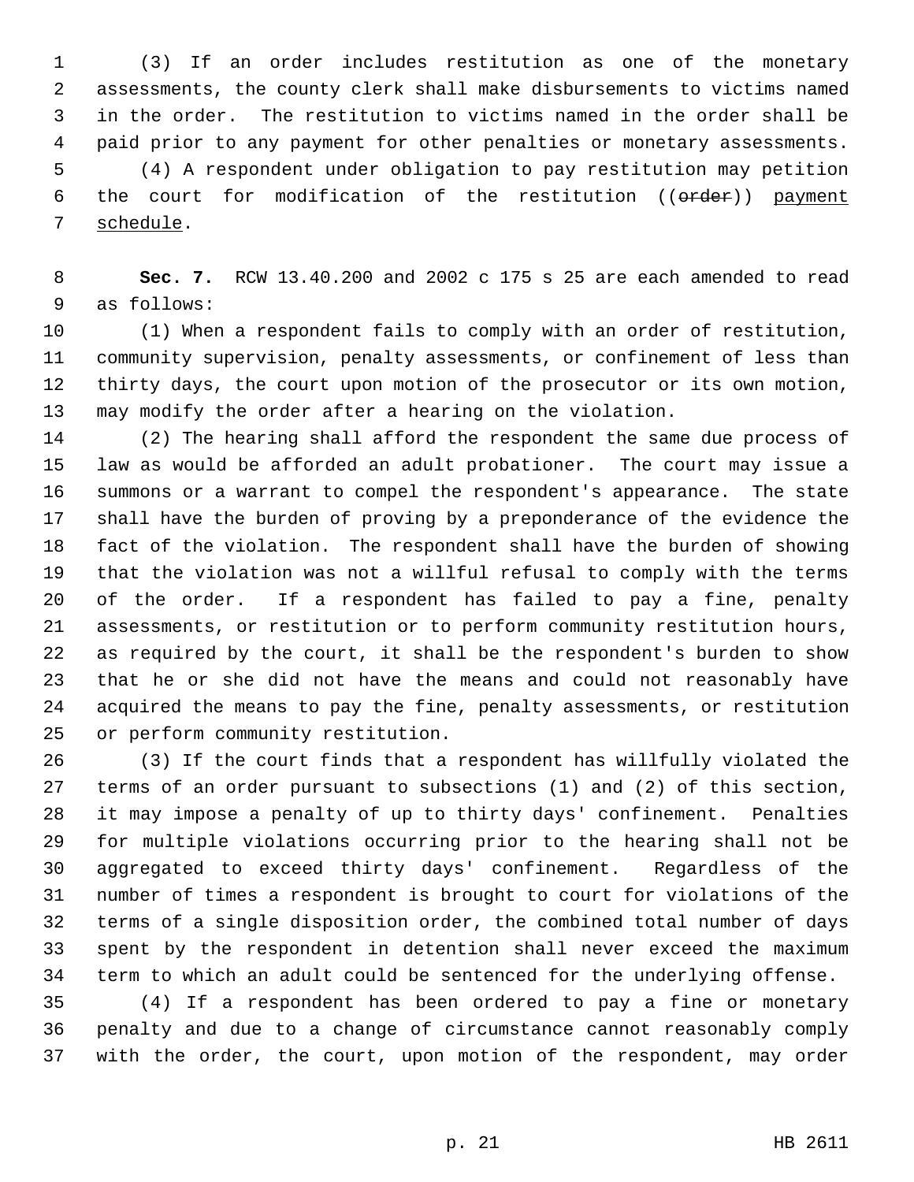(3) If an order includes restitution as one of the monetary assessments, the county clerk shall make disbursements to victims named in the order. The restitution to victims named in the order shall be paid prior to any payment for other penalties or monetary assessments.

(4) A respondent under obligation to pay restitution may petition the court for modification of the restitution ((~~order~~)) <u>payment schedule</u>.

**Sec. 7.** RCW 13.40.200 and 2002 c 175 s 25 are each amended to read as follows:

(1) When a respondent fails to comply with an order of restitution, community supervision, penalty assessments, or confinement of less than thirty days, the court upon motion of the prosecutor or its own motion, may modify the order after a hearing on the violation.

(2) The hearing shall afford the respondent the same due process of law as would be afforded an adult probationer. The court may issue a summons or a warrant to compel the respondent's appearance. The state shall have the burden of proving by a preponderance of the evidence the fact of the violation. The respondent shall have the burden of showing that the violation was not a willful refusal to comply with the terms of the order. If a respondent has failed to pay a fine, penalty assessments, or restitution or to perform community restitution hours, as required by the court, it shall be the respondent's burden to show that he or she did not have the means and could not reasonably have acquired the means to pay the fine, penalty assessments, or restitution or perform community restitution.

(3) If the court finds that a respondent has willfully violated the terms of an order pursuant to subsections (1) and (2) of this section, it may impose a penalty of up to thirty days' confinement. Penalties for multiple violations occurring prior to the hearing shall not be aggregated to exceed thirty days' confinement. Regardless of the number of times a respondent is brought to court for violations of the terms of a single disposition order, the combined total number of days spent by the respondent in detention shall never exceed the maximum term to which an adult could be sentenced for the underlying offense.

(4) If a respondent has been ordered to pay a fine or monetary penalty and due to a change of circumstance cannot reasonably comply with the order, the court, upon motion of the respondent, may order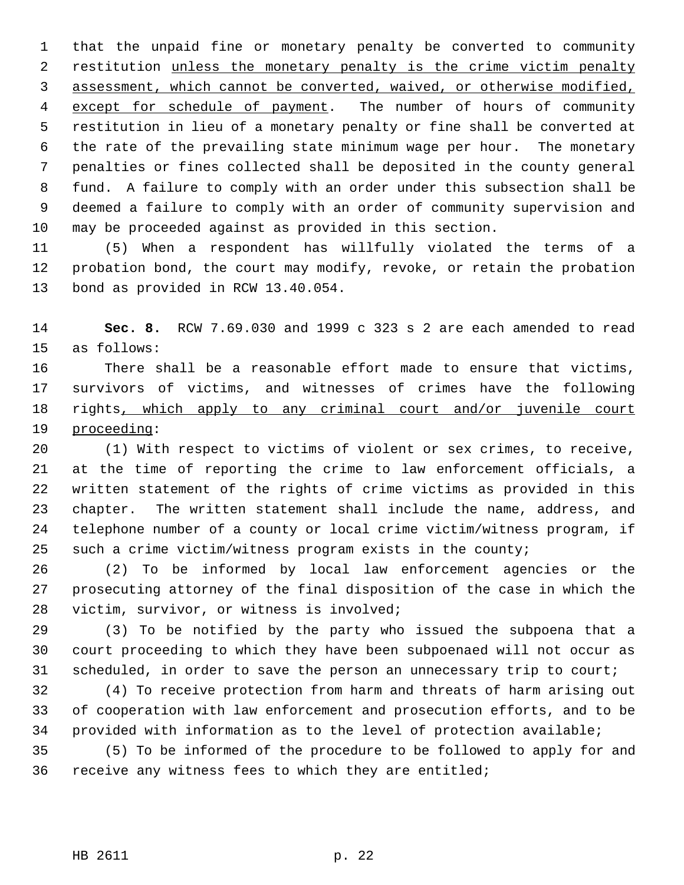that the unpaid fine or monetary penalty be converted to community restitution <u>unless the monetary penalty is the crime victim penalty assessment, which cannot be converted, waived, or otherwise modified, except for schedule of payment</u>. The number of hours of community restitution in lieu of a monetary penalty or fine shall be converted at the rate of the prevailing state minimum wage per hour. The monetary penalties or fines collected shall be deposited in the county general fund. A failure to comply with an order under this subsection shall be deemed a failure to comply with an order of community supervision and may be proceeded against as provided in this section.

(5) When a respondent has willfully violated the terms of a probation bond, the court may modify, revoke, or retain the probation bond as provided in RCW 13.40.054.

**Sec. 8.** RCW 7.69.030 and 1999 c 323 s 2 are each amended to read as follows:

There shall be a reasonable effort made to ensure that victims, survivors of victims, and witnesses of crimes have the following rights<u>, which apply to any criminal court and/or juvenile court proceeding</u>:

(1) With respect to victims of violent or sex crimes, to receive, at the time of reporting the crime to law enforcement officials, a written statement of the rights of crime victims as provided in this chapter. The written statement shall include the name, address, and telephone number of a county or local crime victim/witness program, if such a crime victim/witness program exists in the county;

(2) To be informed by local law enforcement agencies or the prosecuting attorney of the final disposition of the case in which the victim, survivor, or witness is involved;

(3) To be notified by the party who issued the subpoena that a court proceeding to which they have been subpoenaed will not occur as scheduled, in order to save the person an unnecessary trip to court;

(4) To receive protection from harm and threats of harm arising out of cooperation with law enforcement and prosecution efforts, and to be provided with information as to the level of protection available;

(5) To be informed of the procedure to be followed to apply for and receive any witness fees to which they are entitled;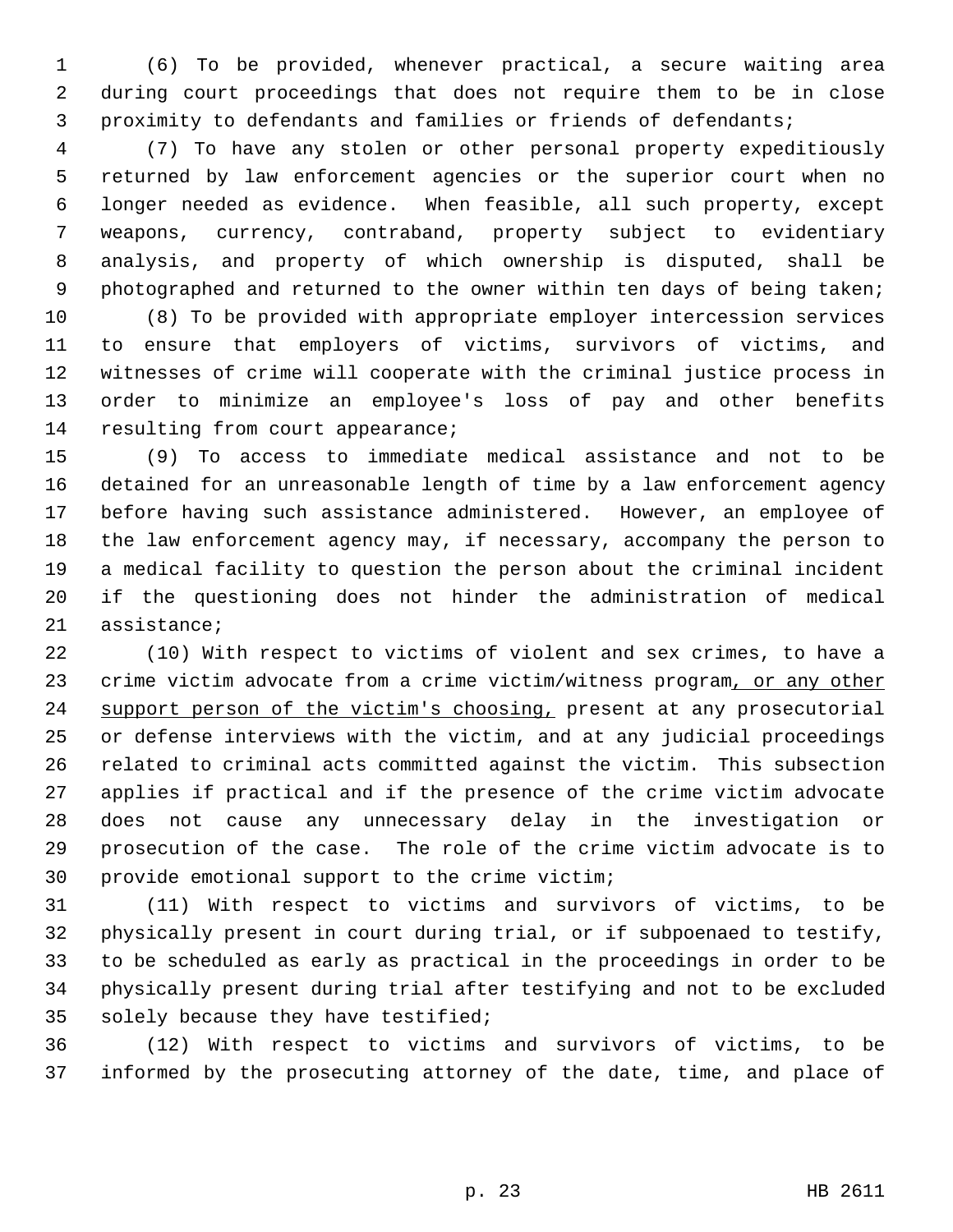(6) To be provided, whenever practical, a secure waiting area during court proceedings that does not require them to be in close proximity to defendants and families or friends of defendants;

(7) To have any stolen or other personal property expeditiously returned by law enforcement agencies or the superior court when no longer needed as evidence. When feasible, all such property, except weapons, currency, contraband, property subject to evidentiary analysis, and property of which ownership is disputed, shall be photographed and returned to the owner within ten days of being taken;

(8) To be provided with appropriate employer intercession services to ensure that employers of victims, survivors of victims, and witnesses of crime will cooperate with the criminal justice process in order to minimize an employee's loss of pay and other benefits resulting from court appearance;

(9) To access to immediate medical assistance and not to be detained for an unreasonable length of time by a law enforcement agency before having such assistance administered. However, an employee of the law enforcement agency may, if necessary, accompany the person to a medical facility to question the person about the criminal incident if the questioning does not hinder the administration of medical assistance;

(10) With respect to victims of violent and sex crimes, to have a crime victim advocate from a crime victim/witness program<u>, or any other support person of the victim's choosing,</u> present at any prosecutorial or defense interviews with the victim, and at any judicial proceedings related to criminal acts committed against the victim. This subsection applies if practical and if the presence of the crime victim advocate does not cause any unnecessary delay in the investigation or prosecution of the case. The role of the crime victim advocate is to provide emotional support to the crime victim;

(11) With respect to victims and survivors of victims, to be physically present in court during trial, or if subpoenaed to testify, to be scheduled as early as practical in the proceedings in order to be physically present during trial after testifying and not to be excluded solely because they have testified;

(12) With respect to victims and survivors of victims, to be informed by the prosecuting attorney of the date, time, and place of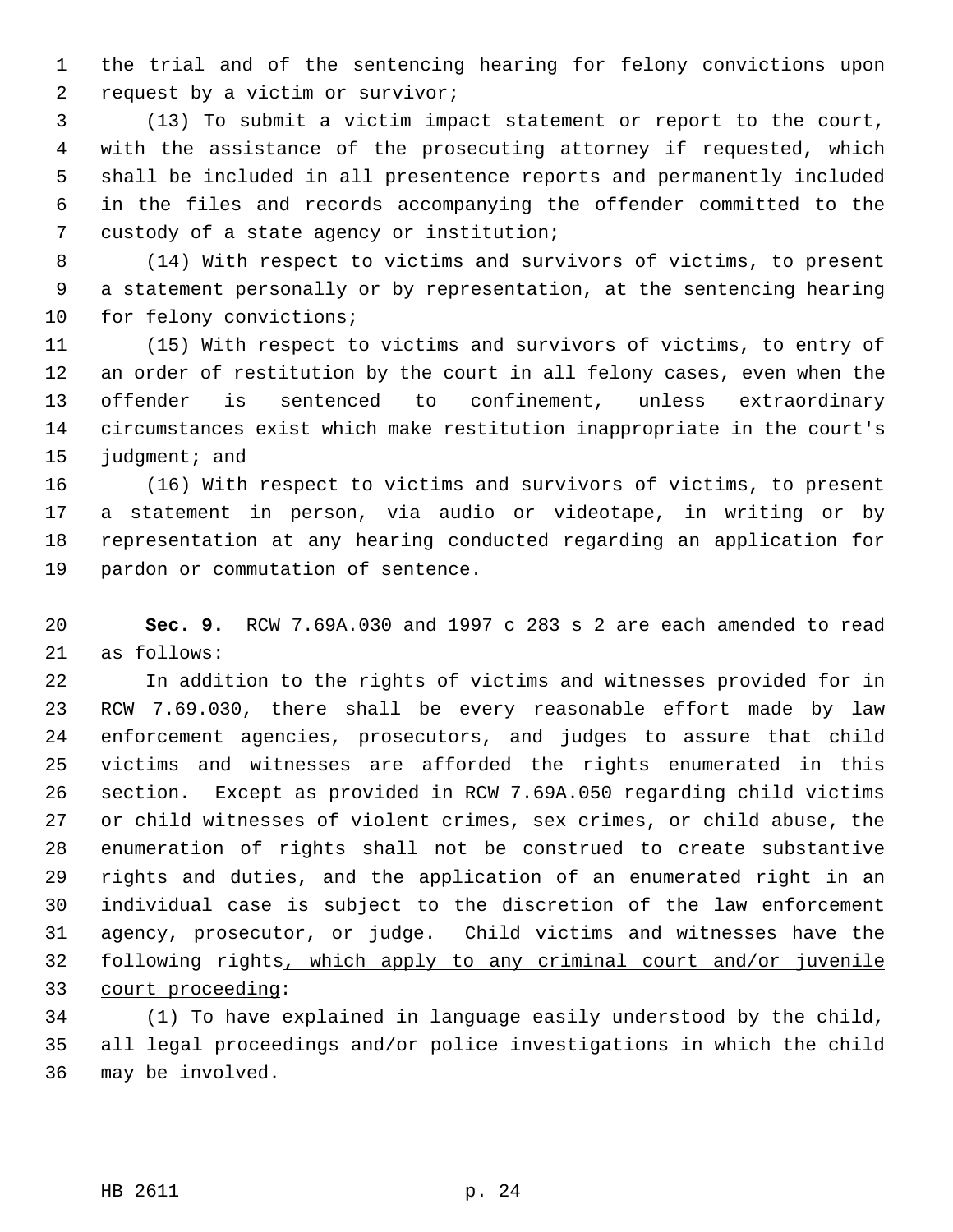the trial and of the sentencing hearing for felony convictions upon request by a victim or survivor;

(13) To submit a victim impact statement or report to the court, with the assistance of the prosecuting attorney if requested, which shall be included in all presentence reports and permanently included in the files and records accompanying the offender committed to the custody of a state agency or institution;

(14) With respect to victims and survivors of victims, to present a statement personally or by representation, at the sentencing hearing for felony convictions;

(15) With respect to victims and survivors of victims, to entry of an order of restitution by the court in all felony cases, even when the offender is sentenced to confinement, unless extraordinary circumstances exist which make restitution inappropriate in the court's judgment; and

(16) With respect to victims and survivors of victims, to present a statement in person, via audio or videotape, in writing or by representation at any hearing conducted regarding an application for pardon or commutation of sentence.

**Sec. 9.** RCW 7.69A.030 and 1997 c 283 s 2 are each amended to read as follows:

In addition to the rights of victims and witnesses provided for in RCW 7.69.030, there shall be every reasonable effort made by law enforcement agencies, prosecutors, and judges to assure that child victims and witnesses are afforded the rights enumerated in this section. Except as provided in RCW 7.69A.050 regarding child victims or child witnesses of violent crimes, sex crimes, or child abuse, the enumeration of rights shall not be construed to create substantive rights and duties, and the application of an enumerated right in an individual case is subject to the discretion of the law enforcement agency, prosecutor, or judge. Child victims and witnesses have the following rights<u>, which apply to any criminal court and/or juvenile court proceeding</u>:

(1) To have explained in language easily understood by the child, all legal proceedings and/or police investigations in which the child may be involved.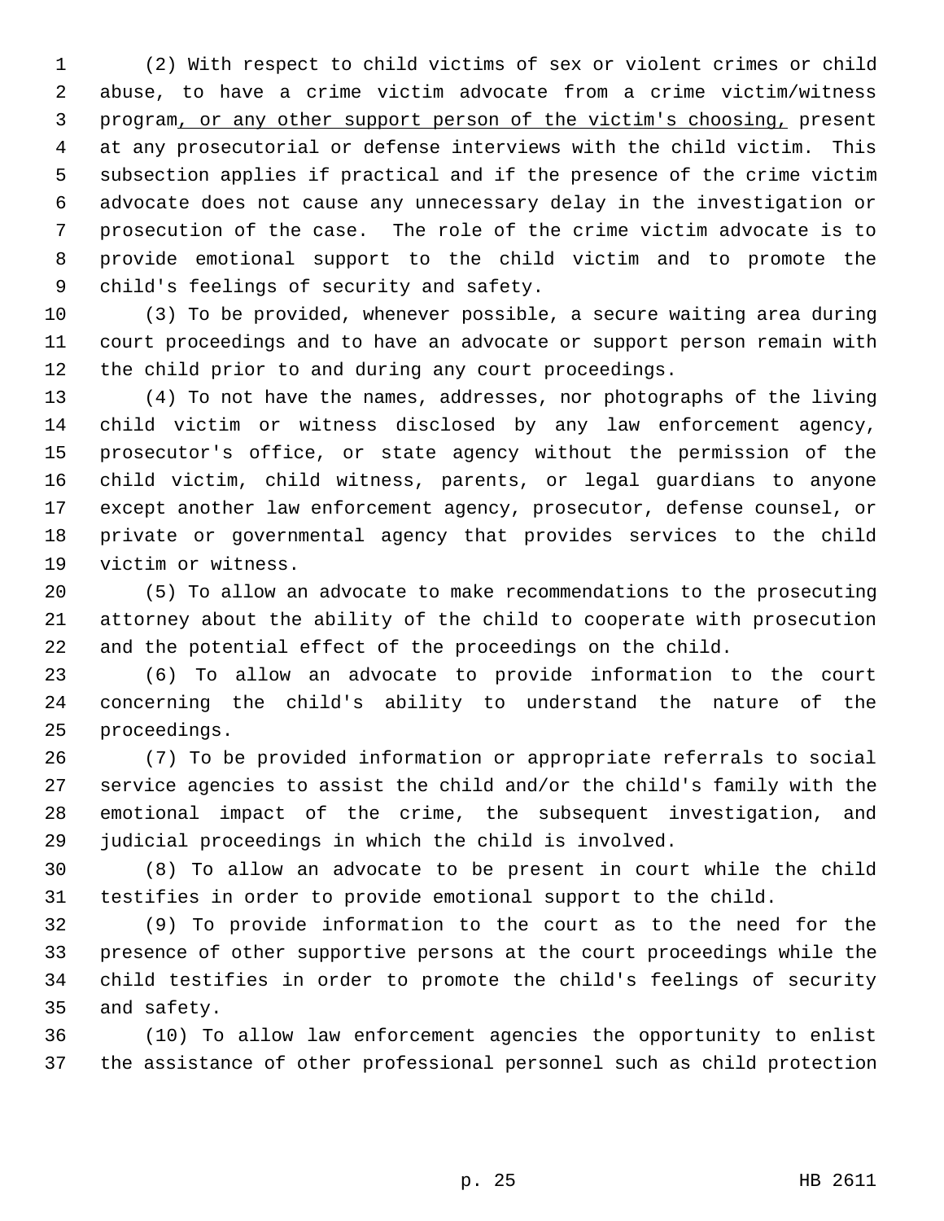(2) With respect to child victims of sex or violent crimes or child abuse, to have a crime victim advocate from a crime victim/witness program, or any other support person of the victim's choosing, present at any prosecutorial or defense interviews with the child victim. This subsection applies if practical and if the presence of the crime victim advocate does not cause any unnecessary delay in the investigation or prosecution of the case. The role of the crime victim advocate is to provide emotional support to the child victim and to promote the child's feelings of security and safety.

(3) To be provided, whenever possible, a secure waiting area during court proceedings and to have an advocate or support person remain with the child prior to and during any court proceedings.

(4) To not have the names, addresses, nor photographs of the living child victim or witness disclosed by any law enforcement agency, prosecutor's office, or state agency without the permission of the child victim, child witness, parents, or legal guardians to anyone except another law enforcement agency, prosecutor, defense counsel, or private or governmental agency that provides services to the child victim or witness.

(5) To allow an advocate to make recommendations to the prosecuting attorney about the ability of the child to cooperate with prosecution and the potential effect of the proceedings on the child.

(6) To allow an advocate to provide information to the court concerning the child's ability to understand the nature of the proceedings.

(7) To be provided information or appropriate referrals to social service agencies to assist the child and/or the child's family with the emotional impact of the crime, the subsequent investigation, and judicial proceedings in which the child is involved.

(8) To allow an advocate to be present in court while the child testifies in order to provide emotional support to the child.

(9) To provide information to the court as to the need for the presence of other supportive persons at the court proceedings while the child testifies in order to promote the child's feelings of security and safety.

(10) To allow law enforcement agencies the opportunity to enlist the assistance of other professional personnel such as child protection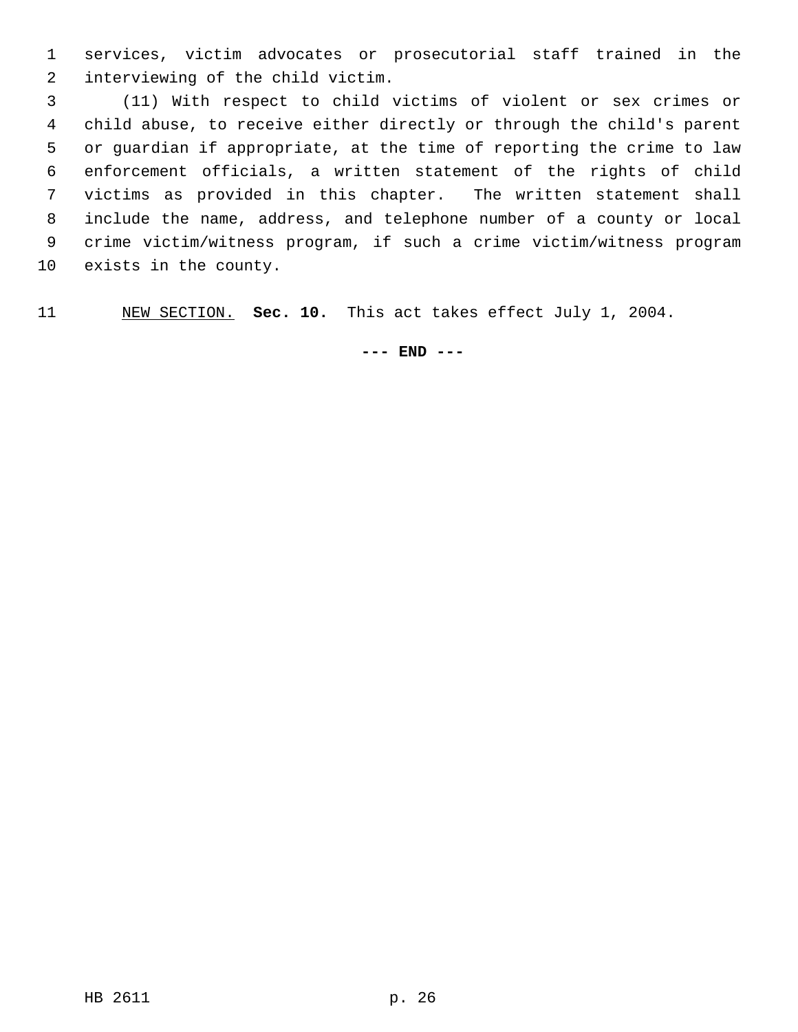services, victim advocates or prosecutorial staff trained in the interviewing of the child victim.

(11) With respect to child victims of violent or sex crimes or child abuse, to receive either directly or through the child's parent or guardian if appropriate, at the time of reporting the crime to law enforcement officials, a written statement of the rights of child victims as provided in this chapter. The written statement shall include the name, address, and telephone number of a county or local crime victim/witness program, if such a crime victim/witness program exists in the county.

NEW SECTION. **Sec. 10.** This act takes effect July 1, 2004.

**--- END ---**